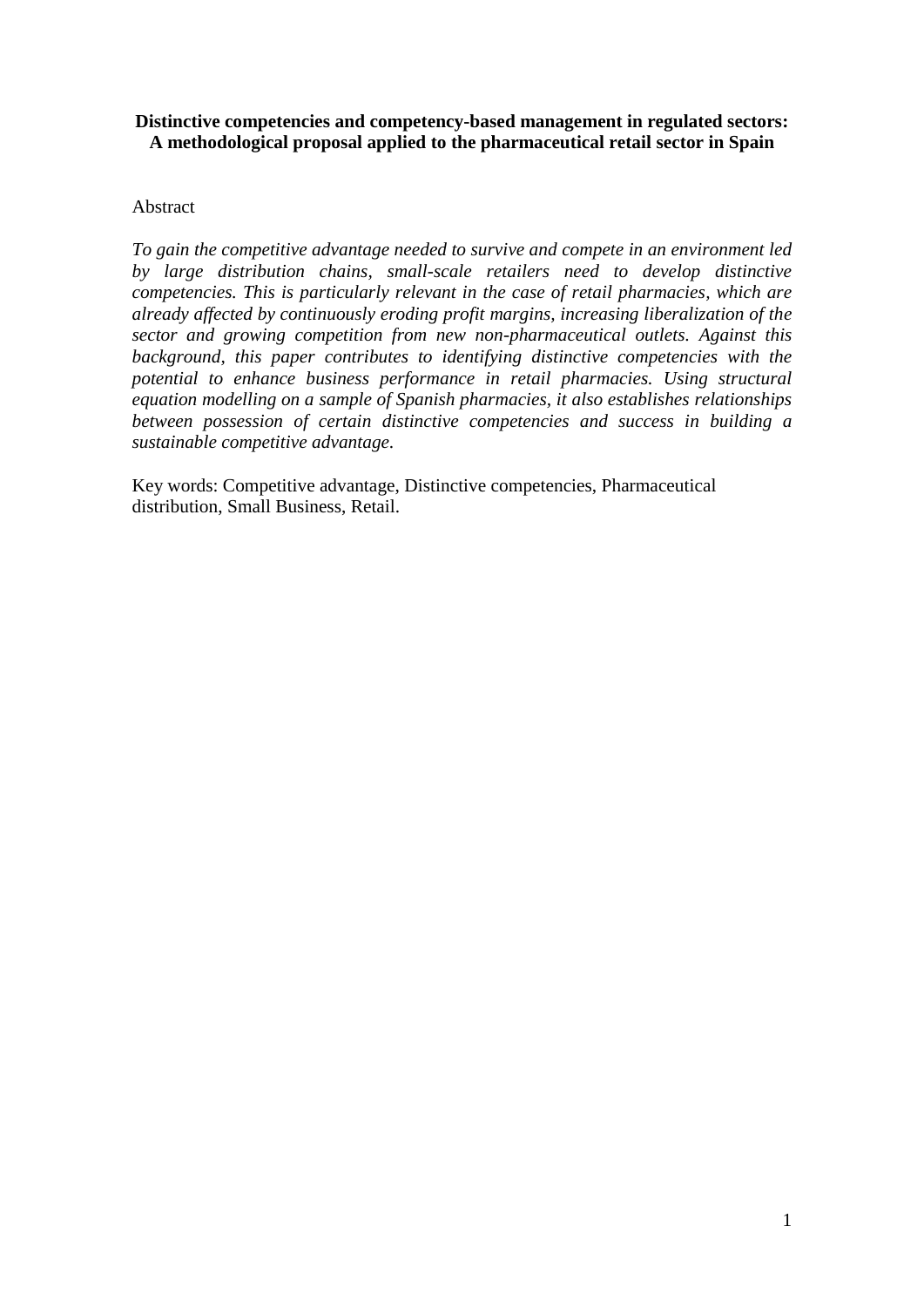# Distinctive competencies and competency-based management in regulated sectors: A methodological proposal applied to the pharmaceutical retail sector in Spain

Abstract

*To gain the competitive advantage needed to survive and compete in an environment led by large distribution chains, small-scale retailers need to develop distinctive competencies. This is particularly relevant in the case of retail pharmacies, which are already affected by continuously eroding profit margins, increasing liberalization of the sector and growing competition from new non-pharmaceutical outlets. Against this background, this paper contributes to identifying distinctive competencies with the potential to enhance business performance in retail pharmacies. Using structural equation modelling on a sample of Spanish pharmacies, it also establishes relationships between possession of certain distinctive competencies and success in building a sustainable competitive advantage.*

Key words: Competitive advantage, Distinctive competencies, Pharmaceutical distribution, Small Business, Retail.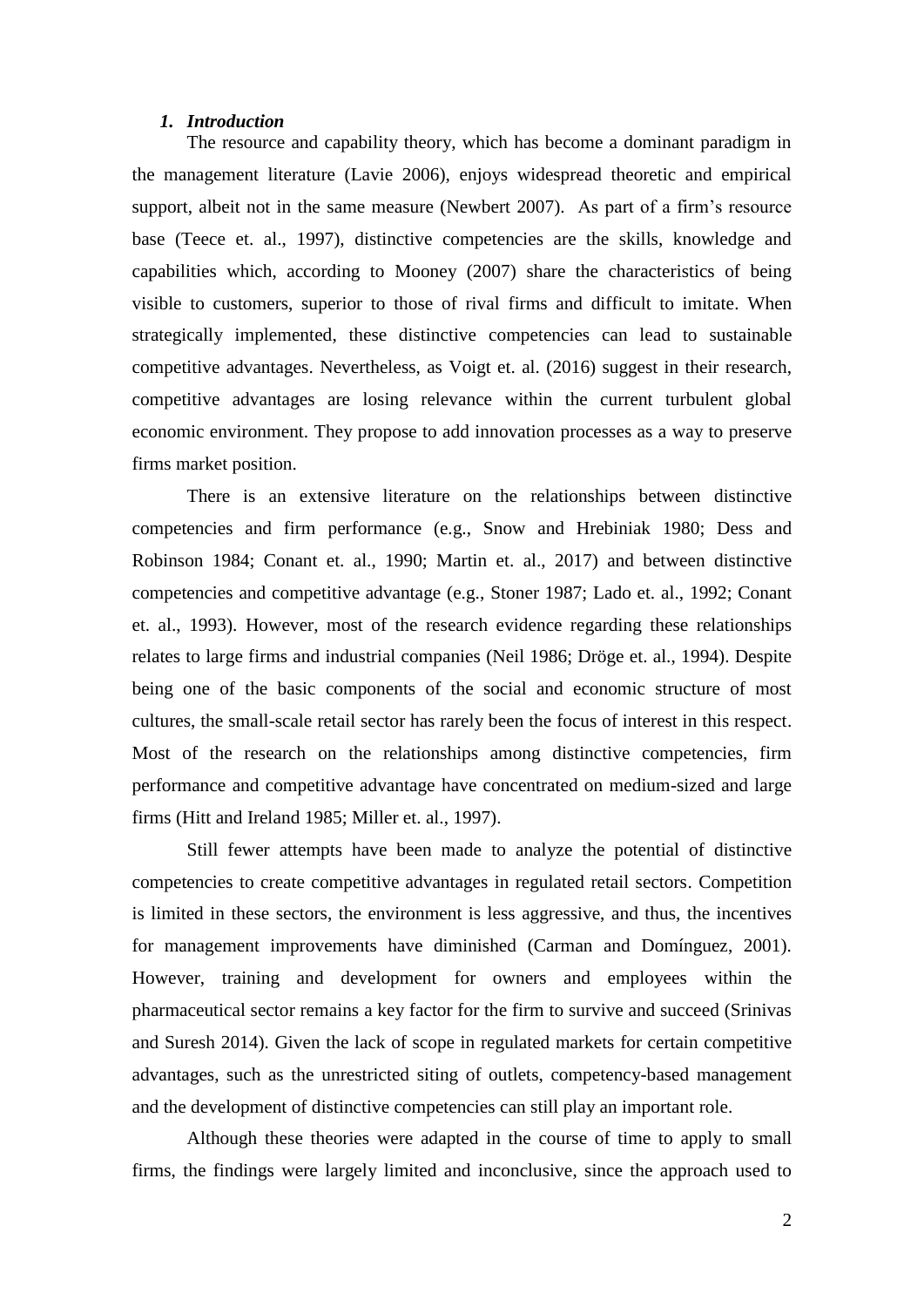## *1. Introduction*

The resource and capability theory, which has become a dominant paradigm in the management literature (Lavie 2006), enjoys widespread theoretic and empirical support, albeit not in the same measure (Newbert 2007). As part of a firm's resource base (Teece et. al., 1997), distinctive competencies are the skills, knowledge and capabilities which, according to Mooney (2007) share the characteristics of being visible to customers, superior to those of rival firms and difficult to imitate. When strategically implemented, these distinctive competencies can lead to sustainable competitive advantages. Nevertheless, as Voigt et. al. (2016) suggest in their research, competitive advantages are losing relevance within the current turbulent global economic environment. They propose to add innovation processes as a way to preserve firms market position.

There is an extensive literature on the relationships between distinctive competencies and firm performance (e.g., Snow and Hrebiniak 1980; Dess and Robinson 1984; Conant et. al., 1990; Martin et. al., 2017) and between distinctive competencies and competitive advantage (e.g., Stoner 1987; Lado et. al., 1992; Conant et. al., 1993). However, most of the research evidence regarding these relationships relates to large firms and industrial companies (Neil 1986; Dröge et. al., 1994). Despite being one of the basic components of the social and economic structure of most cultures, the small-scale retail sector has rarely been the focus of interest in this respect. Most of the research on the relationships among distinctive competencies, firm performance and competitive advantage have concentrated on medium-sized and large firms (Hitt and Ireland 1985; Miller et. al., 1997).

Still fewer attempts have been made to analyze the potential of distinctive competencies to create competitive advantages in regulated retail sectors. Competition is limited in these sectors, the environment is less aggressive, and thus, the incentives for management improvements have diminished (Carman and Domínguez, 2001). However, training and development for owners and employees within the pharmaceutical sector remains a key factor for the firm to survive and succeed (Srinivas and Suresh 2014). Given the lack of scope in regulated markets for certain competitive advantages, such as the unrestricted siting of outlets, competency-based management and the development of distinctive competencies can still play an important role.

Although these theories were adapted in the course of time to apply to small firms, the findings were largely limited and inconclusive, since the approach used to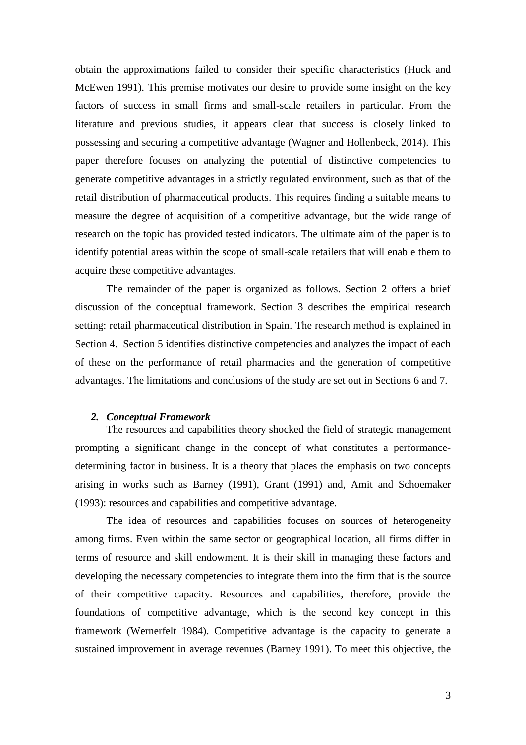obtain the approximations failed to consider their specific characteristics (Huck and McEwen 1991). This premise motivates our desire to provide some insight on the key factors of success in small firms and small-scale retailers in particular. From the literature and previous studies, it appears clear that success is closely linked to possessing and securing a competitive advantage (Wagner and Hollenbeck, 2014). This paper therefore focuses on analyzing the potential of distinctive competencies to generate competitive advantages in a strictly regulated environment, such as that of the retail distribution of pharmaceutical products. This requires finding a suitable means to measure the degree of acquisition of a competitive advantage, but the wide range of research on the topic has provided tested indicators. The ultimate aim of the paper is to identify potential areas within the scope of small-scale retailers that will enable them to acquire these competitive advantages.

The remainder of the paper is organized as follows. Section 2 offers a brief discussion of the conceptual framework. Section 3 describes the empirical research setting: retail pharmaceutical distribution in Spain. The research method is explained in Section 4. Section 5 identifies distinctive competencies and analyzes the impact of each of these on the performance of retail pharmacies and the generation of competitive advantages. The limitations and conclusions of the study are set out in Sections 6 and 7.

## *2. Conceptual Framework*

The resources and capabilities theory shocked the field of strategic management prompting a significant change in the concept of what constitutes a performance-determining factor in business. It is a theory that places the emphasis on two concepts arising in works such as Barney (1991), Grant (1991) and, Amit and Schoemaker (1993): resources and capabilities and competitive advantage.

The idea of resources and capabilities focuses on sources of heterogeneity among firms. Even within the same sector or geographical location, all firms differ in terms of resource and skill endowment. It is their skill in managing these factors and developing the necessary competencies to integrate them into the firm that is the source of their competitive capacity. Resources and capabilities, therefore, provide the foundations of competitive advantage, which is the second key concept in this framework (Wernerfelt 1984). Competitive advantage is the capacity to generate a sustained improvement in average revenues (Barney 1991). To meet this objective, the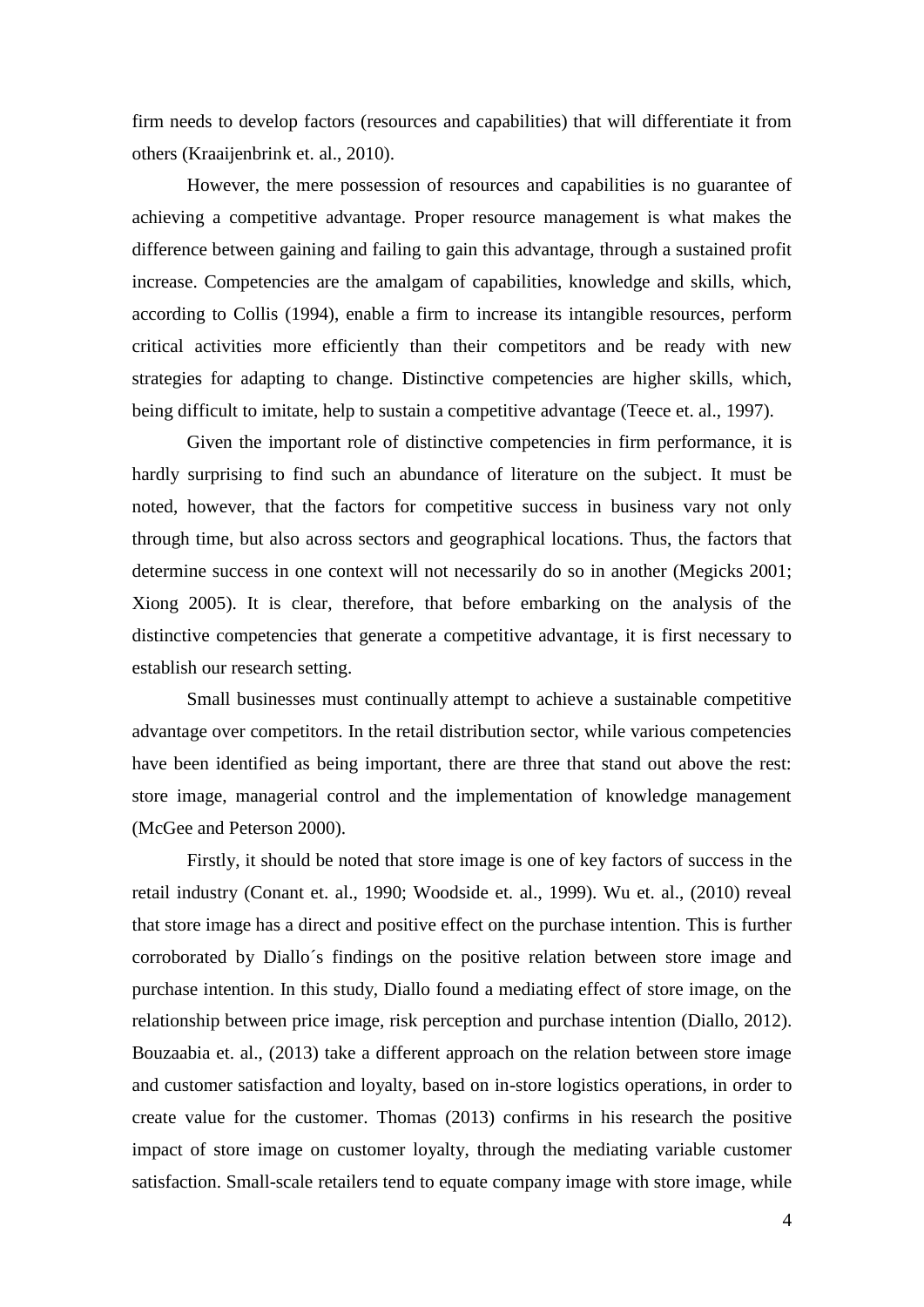firm needs to develop factors (resources and capabilities) that will differentiate it from others (Kraaijenbrink et. al., 2010).

However, the mere possession of resources and capabilities is no guarantee of achieving a competitive advantage. Proper resource management is what makes the difference between gaining and failing to gain this advantage, through a sustained profit increase. Competencies are the amalgam of capabilities, knowledge and skills, which, according to Collis (1994), enable a firm to increase its intangible resources, perform critical activities more efficiently than their competitors and be ready with new strategies for adapting to change. Distinctive competencies are higher skills, which, being difficult to imitate, help to sustain a competitive advantage (Teece et. al., 1997).

Given the important role of distinctive competencies in firm performance, it is hardly surprising to find such an abundance of literature on the subject. It must be noted, however, that the factors for competitive success in business vary not only through time, but also across sectors and geographical locations. Thus, the factors that determine success in one context will not necessarily do so in another (Megicks 2001; Xiong 2005). It is clear, therefore, that before embarking on the analysis of the distinctive competencies that generate a competitive advantage, it is first necessary to establish our research setting.

Small businesses must continually attempt to achieve a sustainable competitive advantage over competitors. In the retail distribution sector, while various competencies have been identified as being important, there are three that stand out above the rest: store image, managerial control and the implementation of knowledge management (McGee and Peterson 2000).

Firstly, it should be noted that store image is one of key factors of success in the retail industry (Conant et. al., 1990; Woodside et. al., 1999). Wu et. al., (2010) reveal that store image has a direct and positive effect on the purchase intention. This is further corroborated by Diallo´s findings on the positive relation between store image and purchase intention. In this study, Diallo found a mediating effect of store image, on the relationship between price image, risk perception and purchase intention (Diallo, 2012). Bouzaabia et. al., (2013) take a different approach on the relation between store image and customer satisfaction and loyalty, based on in-store logistics operations, in order to create value for the customer. Thomas (2013) confirms in his research the positive impact of store image on customer loyalty, through the mediating variable customer satisfaction. Small-scale retailers tend to equate company image with store image, while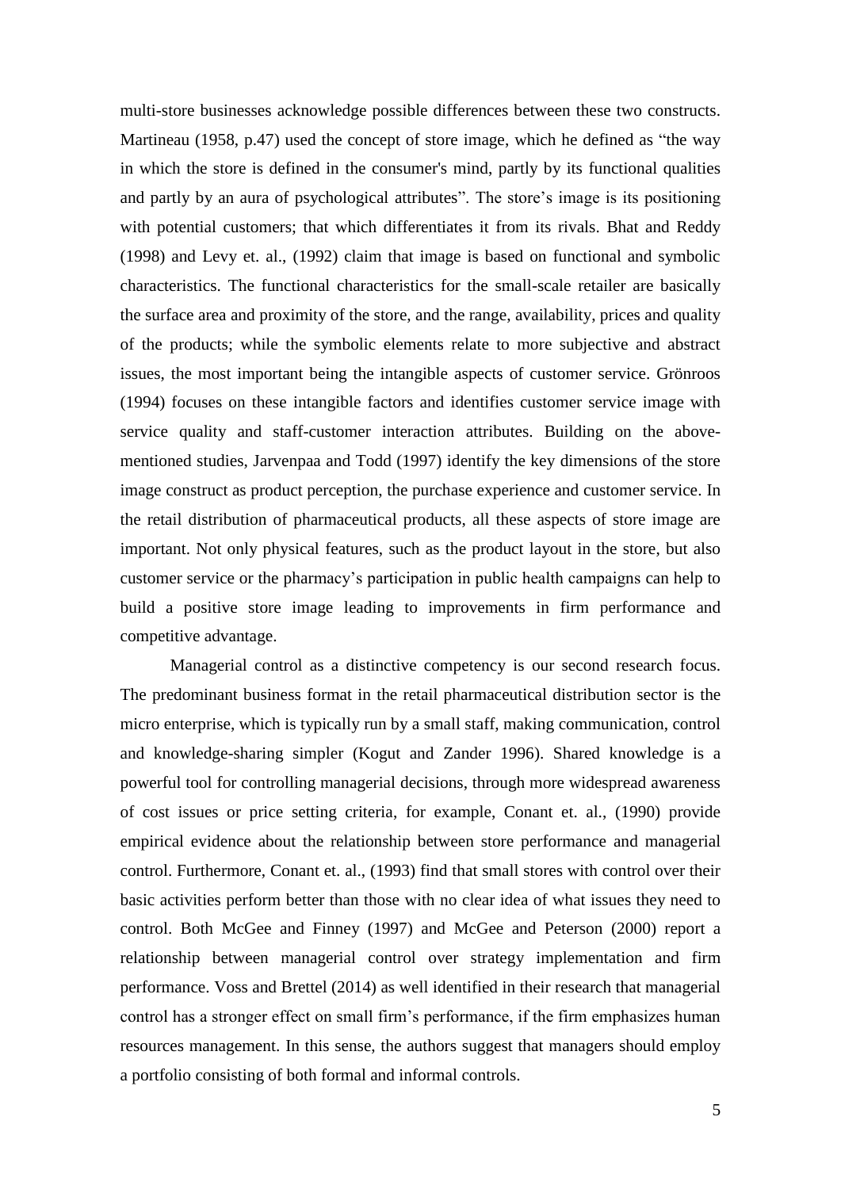multi-store businesses acknowledge possible differences between these two constructs. Martineau (1958, p.47) used the concept of store image, which he defined as "the way in which the store is defined in the consumer's mind, partly by its functional qualities and partly by an aura of psychological attributes". The store's image is its positioning with potential customers; that which differentiates it from its rivals. Bhat and Reddy (1998) and Levy et. al., (1992) claim that image is based on functional and symbolic characteristics. The functional characteristics for the small-scale retailer are basically the surface area and proximity of the store, and the range, availability, prices and quality of the products; while the symbolic elements relate to more subjective and abstract issues, the most important being the intangible aspects of customer service. Grönroos (1994) focuses on these intangible factors and identifies customer service image with service quality and staff-customer interaction attributes. Building on the above-mentioned studies, Jarvenpaa and Todd (1997) identify the key dimensions of the store image construct as product perception, the purchase experience and customer service. In the retail distribution of pharmaceutical products, all these aspects of store image are important. Not only physical features, such as the product layout in the store, but also customer service or the pharmacy's participation in public health campaigns can help to build a positive store image leading to improvements in firm performance and competitive advantage.

Managerial control as a distinctive competency is our second research focus. The predominant business format in the retail pharmaceutical distribution sector is the micro enterprise, which is typically run by a small staff, making communication, control and knowledge-sharing simpler (Kogut and Zander 1996). Shared knowledge is a powerful tool for controlling managerial decisions, through more widespread awareness of cost issues or price setting criteria, for example, Conant et. al., (1990) provide empirical evidence about the relationship between store performance and managerial control. Furthermore, Conant et. al., (1993) find that small stores with control over their basic activities perform better than those with no clear idea of what issues they need to control. Both McGee and Finney (1997) and McGee and Peterson (2000) report a relationship between managerial control over strategy implementation and firm performance. Voss and Brettel (2014) as well identified in their research that managerial control has a stronger effect on small firm's performance, if the firm emphasizes human resources management. In this sense, the authors suggest that managers should employ a portfolio consisting of both formal and informal controls.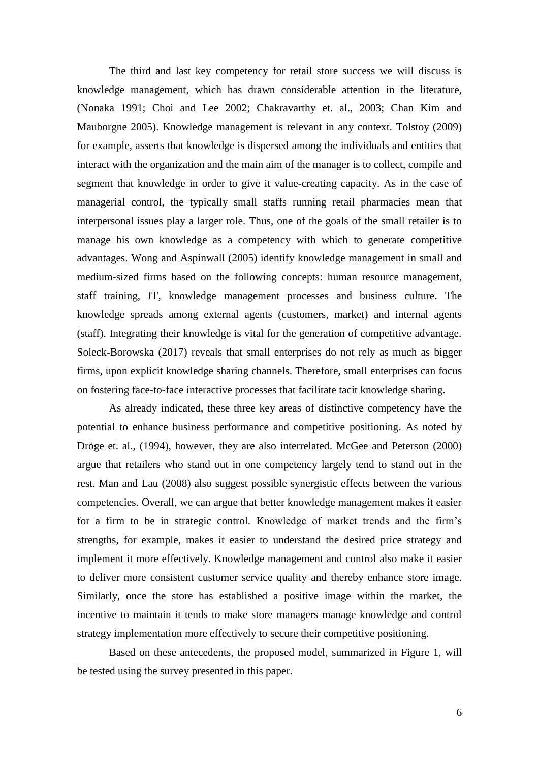The third and last key competency for retail store success we will discuss is knowledge management, which has drawn considerable attention in the literature, (Nonaka 1991; Choi and Lee 2002; Chakravarthy et. al., 2003; Chan Kim and Mauborgne 2005). Knowledge management is relevant in any context. Tolstoy (2009) for example, asserts that knowledge is dispersed among the individuals and entities that interact with the organization and the main aim of the manager is to collect, compile and segment that knowledge in order to give it value-creating capacity. As in the case of managerial control, the typically small staffs running retail pharmacies mean that interpersonal issues play a larger role. Thus, one of the goals of the small retailer is to manage his own knowledge as a competency with which to generate competitive advantages. Wong and Aspinwall (2005) identify knowledge management in small and medium-sized firms based on the following concepts: human resource management, staff training, IT, knowledge management processes and business culture. The knowledge spreads among external agents (customers, market) and internal agents (staff). Integrating their knowledge is vital for the generation of competitive advantage. Soleck-Borowska (2017) reveals that small enterprises do not rely as much as bigger firms, upon explicit knowledge sharing channels. Therefore, small enterprises can focus on fostering face-to-face interactive processes that facilitate tacit knowledge sharing.

As already indicated, these three key areas of distinctive competency have the potential to enhance business performance and competitive positioning. As noted by Dröge et. al., (1994), however, they are also interrelated. McGee and Peterson (2000) argue that retailers who stand out in one competency largely tend to stand out in the rest. Man and Lau (2008) also suggest possible synergistic effects between the various competencies. Overall, we can argue that better knowledge management makes it easier for a firm to be in strategic control. Knowledge of market trends and the firm's strengths, for example, makes it easier to understand the desired price strategy and implement it more effectively. Knowledge management and control also make it easier to deliver more consistent customer service quality and thereby enhance store image. Similarly, once the store has established a positive image within the market, the incentive to maintain it tends to make store managers manage knowledge and control strategy implementation more effectively to secure their competitive positioning.

Based on these antecedents, the proposed model, summarized in Figure 1, will be tested using the survey presented in this paper.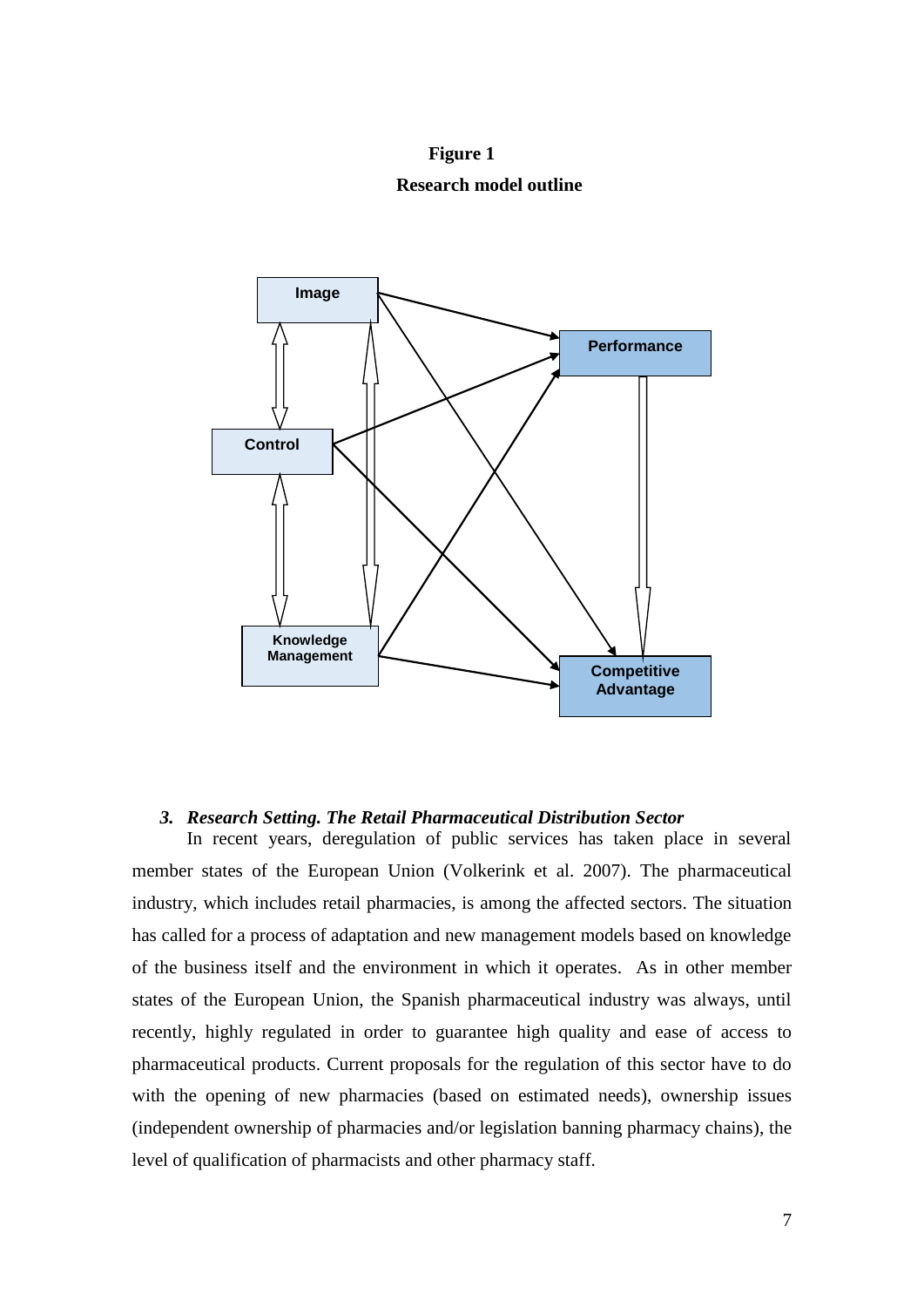**Figure 1**

**Research model outline**

### *3. Research Setting. The Retail Pharmaceutical Distribution Sector*

In recent years, deregulation of public services has taken place in several member states of the European Union (Volkerink et al. 2007). The pharmaceutical industry, which includes retail pharmacies, is among the affected sectors. The situation has called for a process of adaptation and new management models based on knowledge of the business itself and the environment in which it operates. As in other member states of the European Union, the Spanish pharmaceutical industry was always, until recently, highly regulated in order to guarantee high quality and ease of access to pharmaceutical products. Current proposals for the regulation of this sector have to do with the opening of new pharmacies (based on estimated needs), ownership issues (independent ownership of pharmacies and/or legislation banning pharmacy chains), the level of qualification of pharmacists and other pharmacy staff.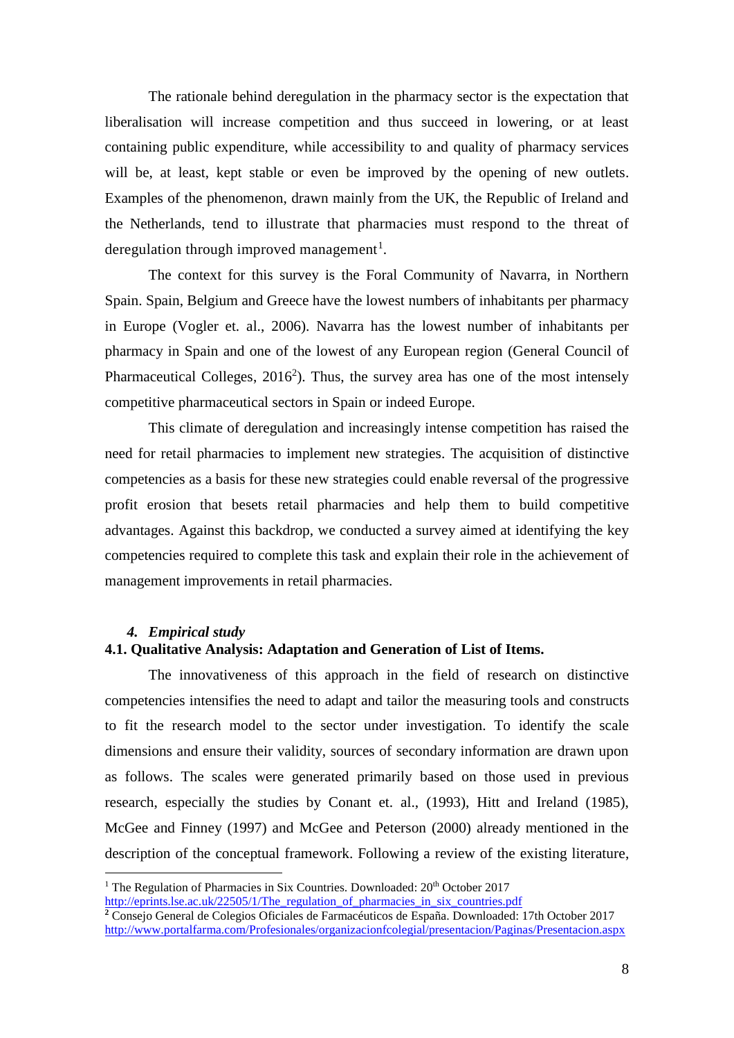The rationale behind deregulation in the pharmacy sector is the expectation that liberalisation will increase competition and thus succeed in lowering, or at least containing public expenditure, while accessibility to and quality of pharmacy services will be, at least, kept stable or even be improved by the opening of new outlets. Examples of the phenomenon, drawn mainly from the UK, the Republic of Ireland and the Netherlands, tend to illustrate that pharmacies must respond to the threat of deregulation through improved management[1].

The context for this survey is the Foral Community of Navarra, in Northern Spain. Spain, Belgium and Greece have the lowest numbers of inhabitants per pharmacy in Europe (Vogler et. al., 2006). Navarra has the lowest number of inhabitants per pharmacy in Spain and one of the lowest of any European region (General Council of Pharmaceutical Colleges, 2016[2]). Thus, the survey area has one of the most intensely competitive pharmaceutical sectors in Spain or indeed Europe.

This climate of deregulation and increasingly intense competition has raised the need for retail pharmacies to implement new strategies. The acquisition of distinctive competencies as a basis for these new strategies could enable reversal of the progressive profit erosion that besets retail pharmacies and help them to build competitive advantages. Against this backdrop, we conducted a survey aimed at identifying the key competencies required to complete this task and explain their role in the achievement of management improvements in retail pharmacies.

## *4. Empirical study*

### 4.1. Qualitative Analysis: Adaptation and Generation of List of Items.

The innovativeness of this approach in the field of research on distinctive competencies intensifies the need to adapt and tailor the measuring tools and constructs to fit the research model to the sector under investigation. To identify the scale dimensions and ensure their validity, sources of secondary information are drawn upon as follows. The scales were generated primarily based on those used in previous research, especially the studies by Conant et. al., (1993), Hitt and Ireland (1985), McGee and Finney (1997) and McGee and Peterson (2000) already mentioned in the description of the conceptual framework. Following a review of the existing literature,

---

[1] The Regulation of Pharmacies in Six Countries. Downloaded: 20th October 2017 http://eprints.lse.ac.uk/22505/1/The_regulation_of_pharmacies_in_six_countries.pdf

[2] Consejo General de Colegios Oficiales de Farmacéuticos de España. Downloaded: 17th October 2017 http://www.portalfarma.com/Profesionales/organizacionfcolegial/presentacion/Paginas/Presentacion.aspx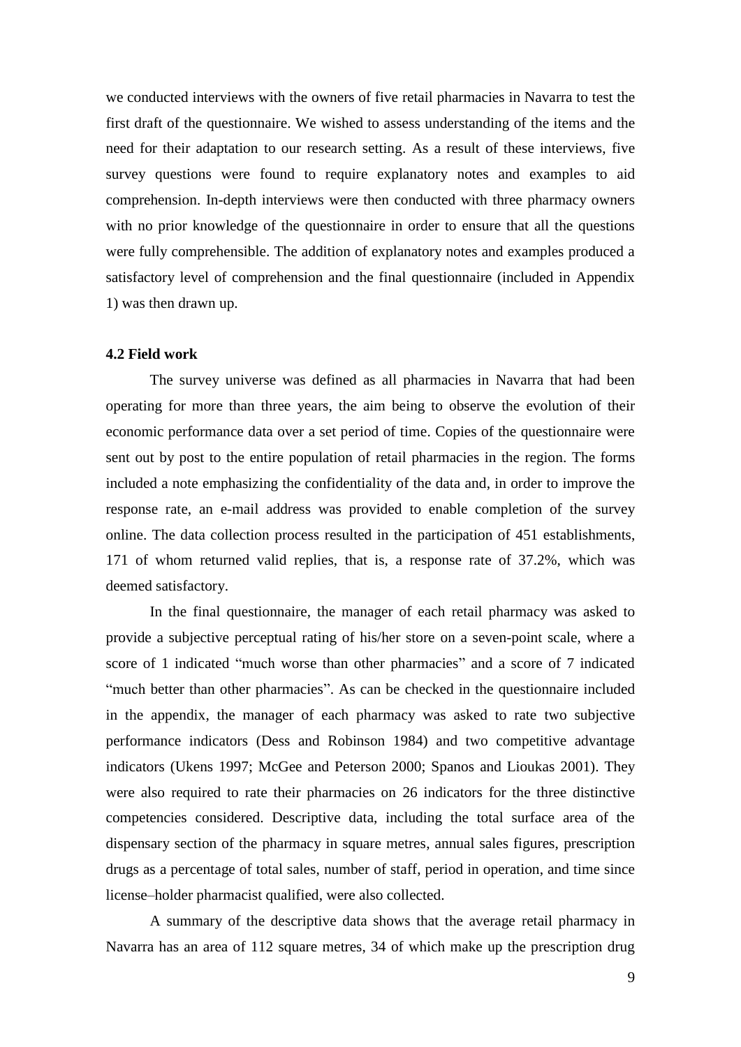we conducted interviews with the owners of five retail pharmacies in Navarra to test the first draft of the questionnaire. We wished to assess understanding of the items and the need for their adaptation to our research setting. As a result of these interviews, five survey questions were found to require explanatory notes and examples to aid comprehension. In-depth interviews were then conducted with three pharmacy owners with no prior knowledge of the questionnaire in order to ensure that all the questions were fully comprehensible. The addition of explanatory notes and examples produced a satisfactory level of comprehension and the final questionnaire (included in Appendix 1) was then drawn up.

**4.2 Field work**

The survey universe was defined as all pharmacies in Navarra that had been operating for more than three years, the aim being to observe the evolution of their economic performance data over a set period of time. Copies of the questionnaire were sent out by post to the entire population of retail pharmacies in the region. The forms included a note emphasizing the confidentiality of the data and, in order to improve the response rate, an e-mail address was provided to enable completion of the survey online. The data collection process resulted in the participation of 451 establishments, 171 of whom returned valid replies, that is, a response rate of 37.2%, which was deemed satisfactory.

In the final questionnaire, the manager of each retail pharmacy was asked to provide a subjective perceptual rating of his/her store on a seven-point scale, where a score of 1 indicated "much worse than other pharmacies" and a score of 7 indicated "much better than other pharmacies". As can be checked in the questionnaire included in the appendix, the manager of each pharmacy was asked to rate two subjective performance indicators (Dess and Robinson 1984) and two competitive advantage indicators (Ukens 1997; McGee and Peterson 2000; Spanos and Lioukas 2001). They were also required to rate their pharmacies on 26 indicators for the three distinctive competencies considered. Descriptive data, including the total surface area of the dispensary section of the pharmacy in square metres, annual sales figures, prescription drugs as a percentage of total sales, number of staff, period in operation, and time since license–holder pharmacist qualified, were also collected.

A summary of the descriptive data shows that the average retail pharmacy in Navarra has an area of 112 square metres, 34 of which make up the prescription drug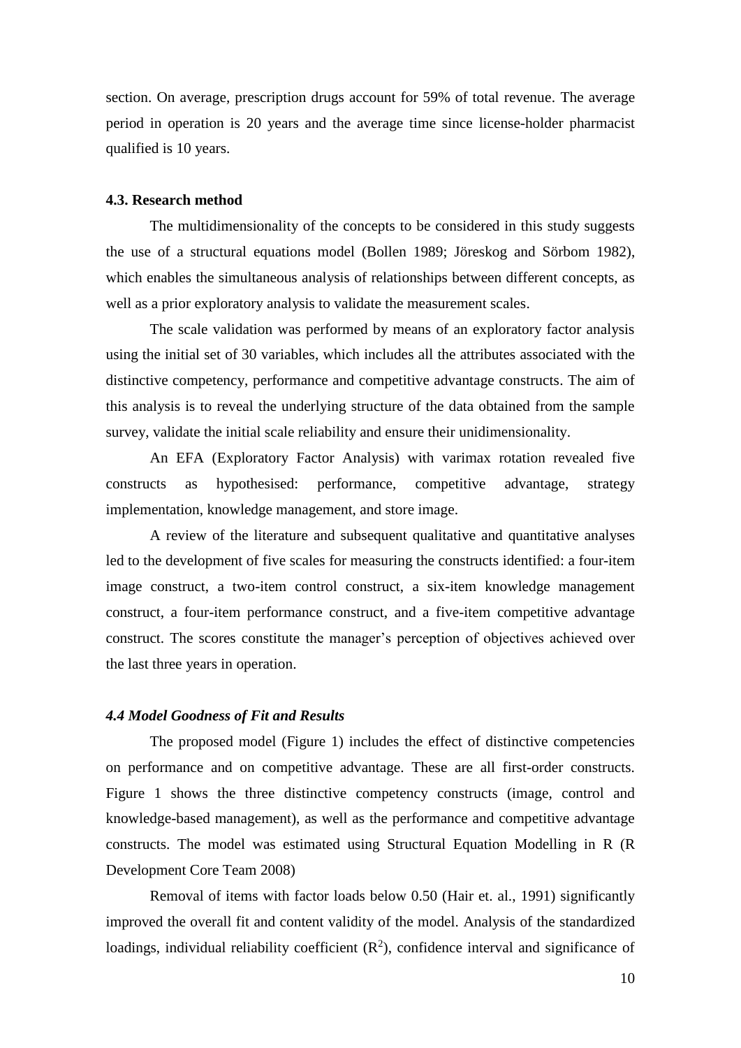section. On average, prescription drugs account for 59% of total revenue. The average period in operation is 20 years and the average time since license-holder pharmacist qualified is 10 years.

### 4.3. Research method

The multidimensionality of the concepts to be considered in this study suggests the use of a structural equations model (Bollen 1989; Jöreskog and Sörbom 1982), which enables the simultaneous analysis of relationships between different concepts, as well as a prior exploratory analysis to validate the measurement scales.

The scale validation was performed by means of an exploratory factor analysis using the initial set of 30 variables, which includes all the attributes associated with the distinctive competency, performance and competitive advantage constructs. The aim of this analysis is to reveal the underlying structure of the data obtained from the sample survey, validate the initial scale reliability and ensure their unidimensionality.

An EFA (Exploratory Factor Analysis) with varimax rotation revealed five constructs as hypothesised: performance, competitive advantage, strategy implementation, knowledge management, and store image.

A review of the literature and subsequent qualitative and quantitative analyses led to the development of five scales for measuring the constructs identified: a four-item image construct, a two-item control construct, a six-item knowledge management construct, a four-item performance construct, and a five-item competitive advantage construct. The scores constitute the manager's perception of objectives achieved over the last three years in operation.

### *4.4 Model Goodness of Fit and Results*

The proposed model (Figure 1) includes the effect of distinctive competencies on performance and on competitive advantage. These are all first-order constructs. Figure 1 shows the three distinctive competency constructs (image, control and knowledge-based management), as well as the performance and competitive advantage constructs. The model was estimated using Structural Equation Modelling in R (R Development Core Team 2008)

Removal of items with factor loads below 0.50 (Hair et. al., 1991) significantly improved the overall fit and content validity of the model. Analysis of the standardized loadings, individual reliability coefficient ($R^2$), confidence interval and significance of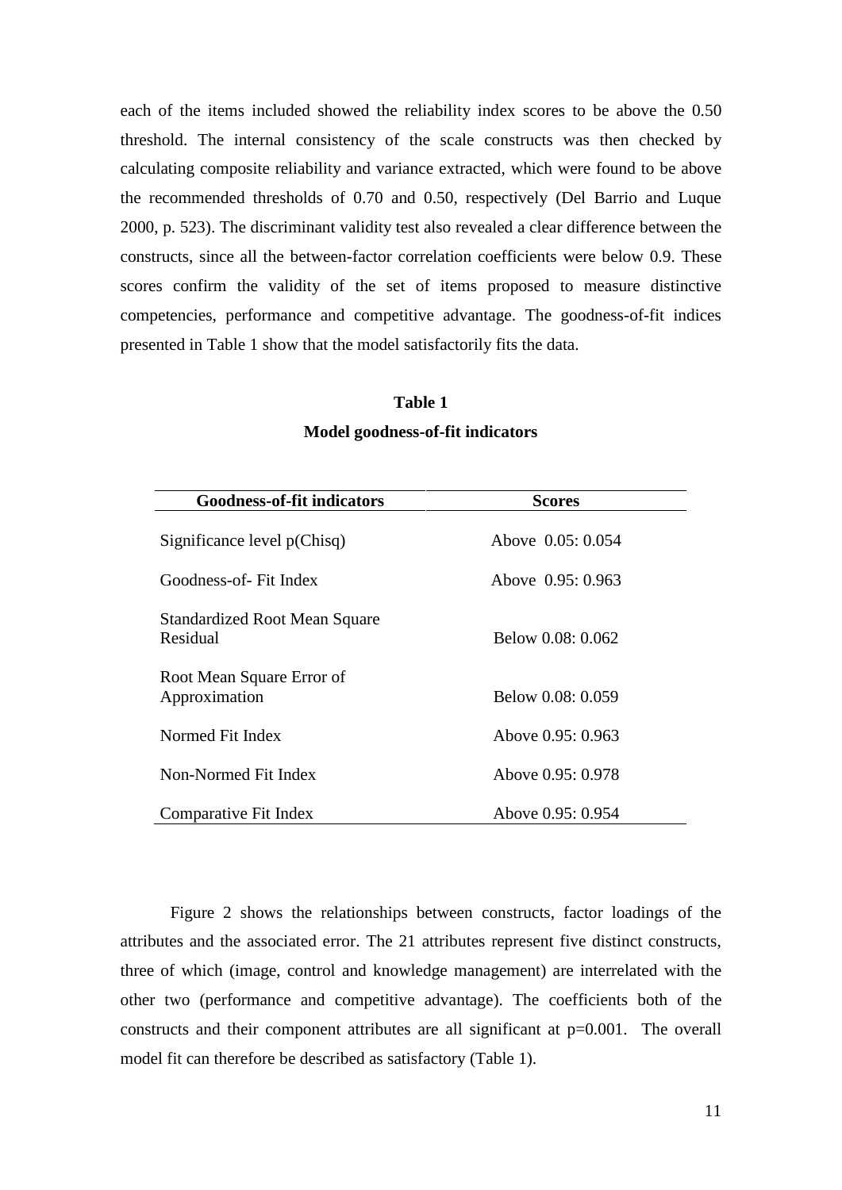each of the items included showed the reliability index scores to be above the 0.50 threshold. The internal consistency of the scale constructs was then checked by calculating composite reliability and variance extracted, which were found to be above the recommended thresholds of 0.70 and 0.50, respectively (Del Barrio and Luque 2000, p. 523). The discriminant validity test also revealed a clear difference between the constructs, since all the between-factor correlation coefficients were below 0.9. These scores confirm the validity of the set of items proposed to measure distinctive competencies, performance and competitive advantage. The goodness-of-fit indices presented in Table 1 show that the model satisfactorily fits the data.

**Table 1**

**Model goodness-of-fit indicators**

| Goodness-of-fit indicators | Scores |
|---|---|
| Significance level p(Chisq) | Above 0.05: 0.054 |
| Goodness-of- Fit Index | Above 0.95: 0.963 |
| Standardized Root Mean Square Residual | Below 0.08: 0.062 |
| Root Mean Square Error of Approximation | Below 0.08: 0.059 |
| Normed Fit Index | Above 0.95: 0.963 |
| Non-Normed Fit Index | Above 0.95: 0.978 |
| Comparative Fit Index | Above 0.95: 0.954 |

Figure 2 shows the relationships between constructs, factor loadings of the attributes and the associated error. The 21 attributes represent five distinct constructs, three of which (image, control and knowledge management) are interrelated with the other two (performance and competitive advantage). The coefficients both of the constructs and their component attributes are all significant at p=0.001. The overall model fit can therefore be described as satisfactory (Table 1).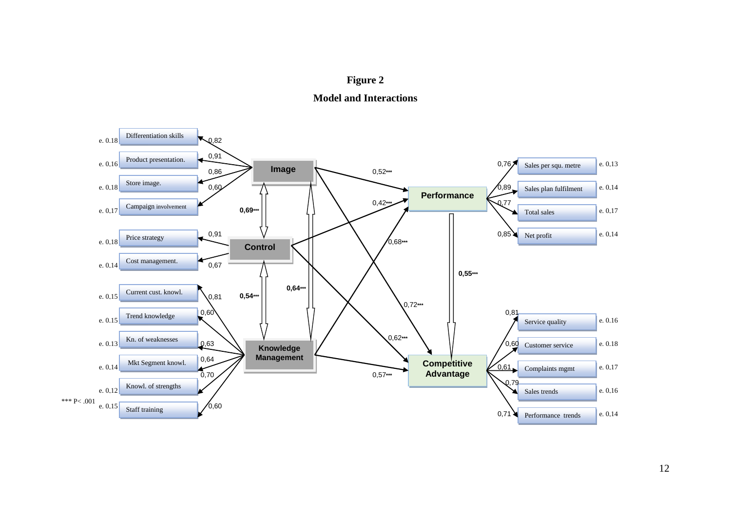**Figure 2**

**Model and Interactions**

| Construct | Indicator | Loading | Error |
|---|---|---|---|
| Image | Differentiation skills | 0,82 | e. 0.18 |
| Image | Product presentation. | 0,91 | e. 0,16 |
| Image | Store image. | 0,86 | e. 0,18 |
| Image | Campaign involvement | 0,60 | e. 0,17 |
| Control | Price strategy | 0,91 | e. 0,18 |
| Control | Cost management. | 0,67 | e. 0,14 |
| Knowledge Management | Current cust. knowl. | 0,81 | e. 0,15 |
| Knowledge Management | Trend knowledge | 0,60 | e. 0,15 |
| Knowledge Management | Kn. of weaknesses | 0,63 | e. 0,13 |
| Knowledge Management | Mkt Segment knowl. | 0,64 | e. 0,14 |
| Knowledge Management | Knowl. of strengths | 0,70 | e. 0,12 |
| Knowledge Management | Staff training | 0,60 | e. 0,15 |
| Performance | Sales per squ. metre | 0,76 | e. 0,13 |
| Performance | Sales plan fulfilment | 0,89 | e. 0,14 |
| Performance | Total sales | 0,77 | e. 0,17 |
| Performance | Net profit | 0,85 | e. 0,14 |
| Competitive Advantage | Service quality | 0,81 | e. 0.16 |
| Competitive Advantage | Customer service | 0,60 | e. 0.18 |
| Competitive Advantage | Complaints mgmt | 0,61 | e. 0.17 |
| Competitive Advantage | Sales trends | 0,79 | e. 0.16 |
| Competitive Advantage | Performance trends | 0,71 | e. 0,14 |

| Relationship | Coefficient |
|---|---|
| Image ↔ Control | **0,69*** |
| Control ↔ Knowledge Management | **0,54*** |
| Image ↔ Knowledge Management | **0,64*** |
| Image → Performance | 0,52*** |
| Control → Performance | 0,42*** |
| Knowledge Management → Performance | 0,68*** |
| Image → Competitive Advantage | 0,72*** |
| Control → Competitive Advantage | 0,62*** |
| Knowledge Management → Competitive Advantage | 0,57*** |
| Performance → Competitive Advantage | **0,55*** |

*** P< .001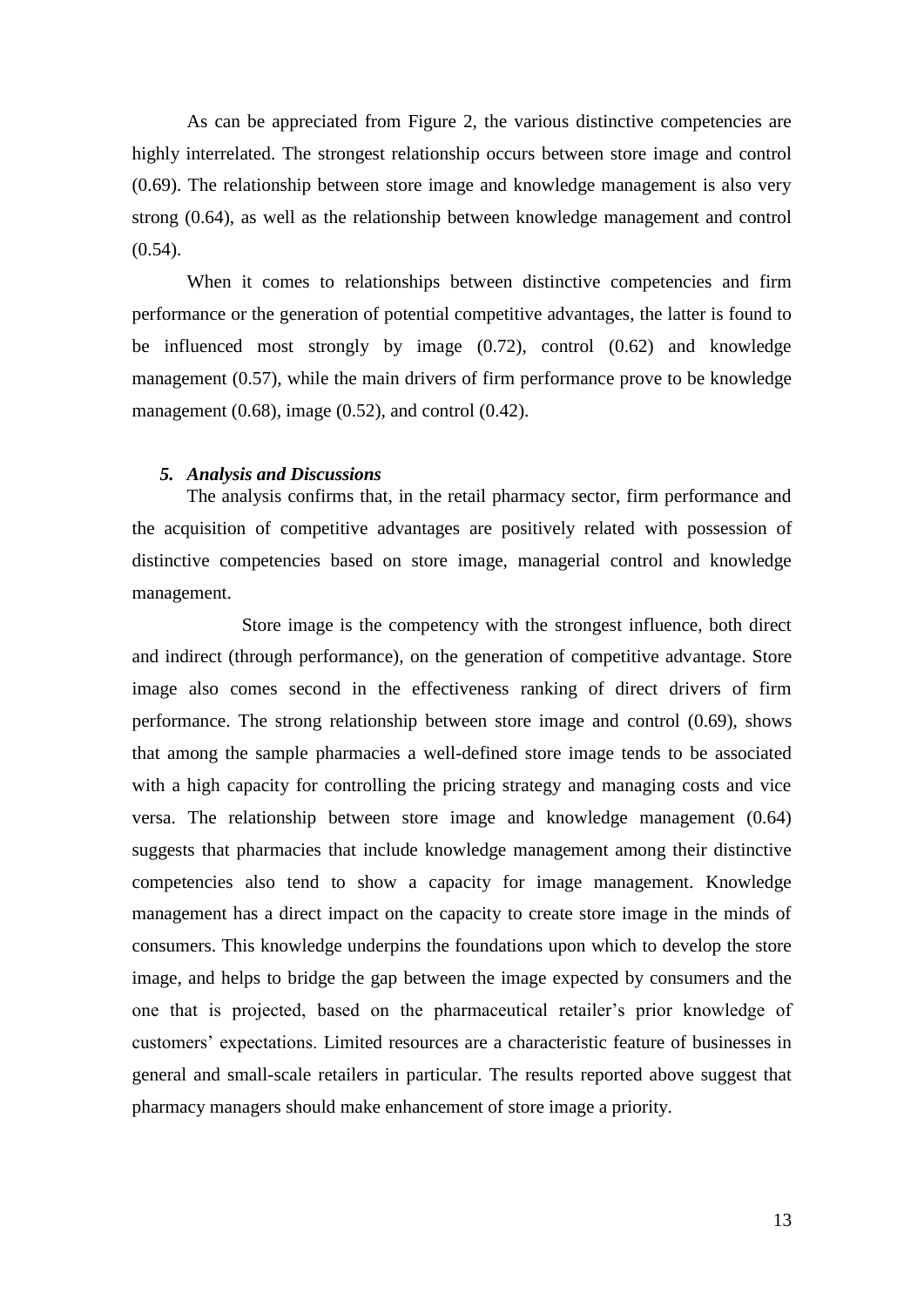As can be appreciated from Figure 2, the various distinctive competencies are highly interrelated. The strongest relationship occurs between store image and control (0.69). The relationship between store image and knowledge management is also very strong (0.64), as well as the relationship between knowledge management and control (0.54).

When it comes to relationships between distinctive competencies and firm performance or the generation of potential competitive advantages, the latter is found to be influenced most strongly by image (0.72), control (0.62) and knowledge management (0.57), while the main drivers of firm performance prove to be knowledge management (0.68), image (0.52), and control (0.42).

## *5. Analysis and Discussions*

The analysis confirms that, in the retail pharmacy sector, firm performance and the acquisition of competitive advantages are positively related with possession of distinctive competencies based on store image, managerial control and knowledge management.

Store image is the competency with the strongest influence, both direct and indirect (through performance), on the generation of competitive advantage. Store image also comes second in the effectiveness ranking of direct drivers of firm performance. The strong relationship between store image and control (0.69), shows that among the sample pharmacies a well-defined store image tends to be associated with a high capacity for controlling the pricing strategy and managing costs and vice versa. The relationship between store image and knowledge management (0.64) suggests that pharmacies that include knowledge management among their distinctive competencies also tend to show a capacity for image management. Knowledge management has a direct impact on the capacity to create store image in the minds of consumers. This knowledge underpins the foundations upon which to develop the store image, and helps to bridge the gap between the image expected by consumers and the one that is projected, based on the pharmaceutical retailer's prior knowledge of customers' expectations. Limited resources are a characteristic feature of businesses in general and small-scale retailers in particular. The results reported above suggest that pharmacy managers should make enhancement of store image a priority.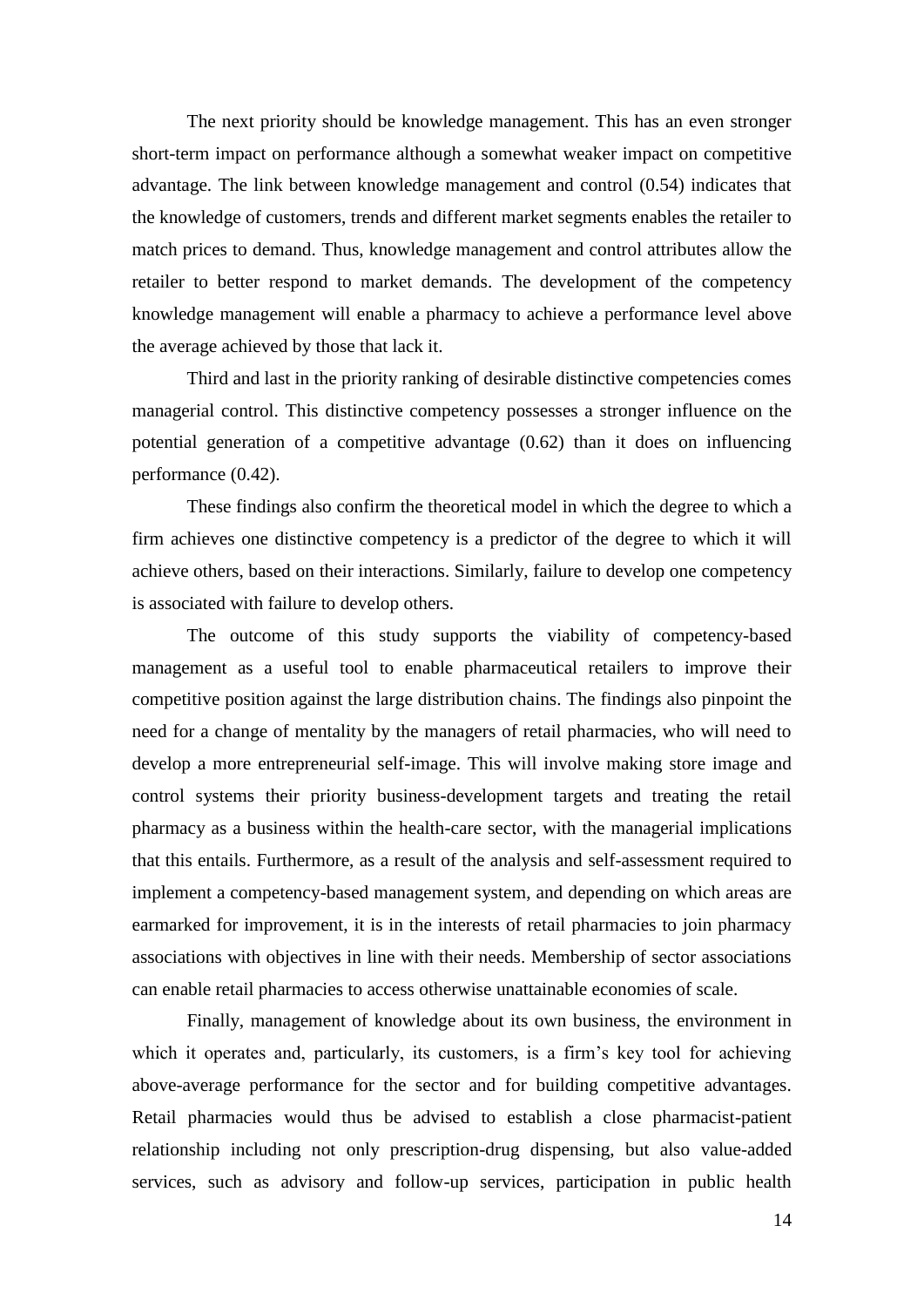The next priority should be knowledge management. This has an even stronger short-term impact on performance although a somewhat weaker impact on competitive advantage. The link between knowledge management and control (0.54) indicates that the knowledge of customers, trends and different market segments enables the retailer to match prices to demand. Thus, knowledge management and control attributes allow the retailer to better respond to market demands. The development of the competency knowledge management will enable a pharmacy to achieve a performance level above the average achieved by those that lack it.

Third and last in the priority ranking of desirable distinctive competencies comes managerial control. This distinctive competency possesses a stronger influence on the potential generation of a competitive advantage (0.62) than it does on influencing performance (0.42).

These findings also confirm the theoretical model in which the degree to which a firm achieves one distinctive competency is a predictor of the degree to which it will achieve others, based on their interactions. Similarly, failure to develop one competency is associated with failure to develop others.

The outcome of this study supports the viability of competency-based management as a useful tool to enable pharmaceutical retailers to improve their competitive position against the large distribution chains. The findings also pinpoint the need for a change of mentality by the managers of retail pharmacies, who will need to develop a more entrepreneurial self-image. This will involve making store image and control systems their priority business-development targets and treating the retail pharmacy as a business within the health-care sector, with the managerial implications that this entails. Furthermore, as a result of the analysis and self-assessment required to implement a competency-based management system, and depending on which areas are earmarked for improvement, it is in the interests of retail pharmacies to join pharmacy associations with objectives in line with their needs. Membership of sector associations can enable retail pharmacies to access otherwise unattainable economies of scale.

Finally, management of knowledge about its own business, the environment in which it operates and, particularly, its customers, is a firm's key tool for achieving above-average performance for the sector and for building competitive advantages. Retail pharmacies would thus be advised to establish a close pharmacist-patient relationship including not only prescription-drug dispensing, but also value-added services, such as advisory and follow-up services, participation in public health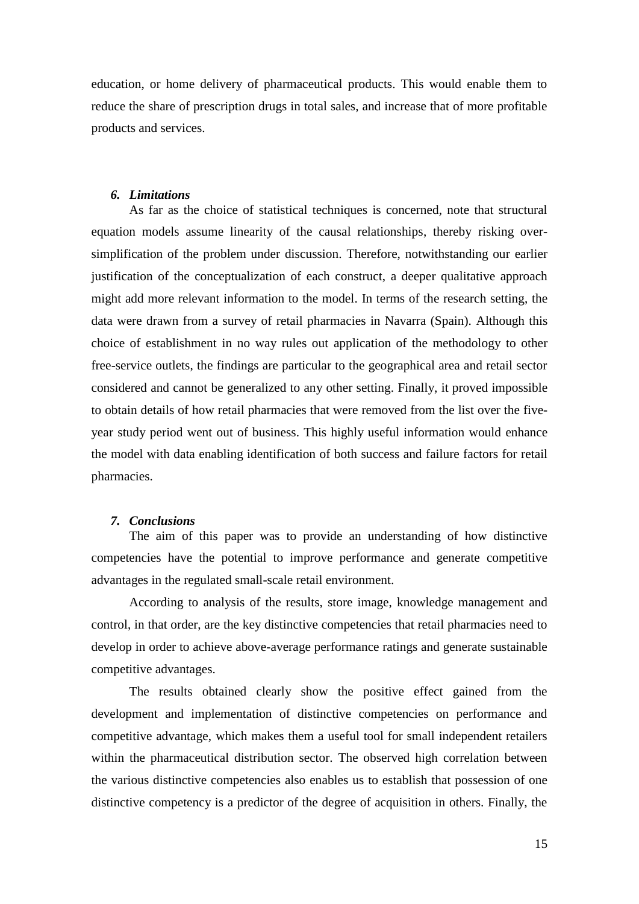education, or home delivery of pharmaceutical products. This would enable them to reduce the share of prescription drugs in total sales, and increase that of more profitable products and services.

### *6. Limitations*

As far as the choice of statistical techniques is concerned, note that structural equation models assume linearity of the causal relationships, thereby risking over-simplification of the problem under discussion. Therefore, notwithstanding our earlier justification of the conceptualization of each construct, a deeper qualitative approach might add more relevant information to the model. In terms of the research setting, the data were drawn from a survey of retail pharmacies in Navarra (Spain). Although this choice of establishment in no way rules out application of the methodology to other free-service outlets, the findings are particular to the geographical area and retail sector considered and cannot be generalized to any other setting. Finally, it proved impossible to obtain details of how retail pharmacies that were removed from the list over the five-year study period went out of business. This highly useful information would enhance the model with data enabling identification of both success and failure factors for retail pharmacies.

### *7. Conclusions*

The aim of this paper was to provide an understanding of how distinctive competencies have the potential to improve performance and generate competitive advantages in the regulated small-scale retail environment.

According to analysis of the results, store image, knowledge management and control, in that order, are the key distinctive competencies that retail pharmacies need to develop in order to achieve above-average performance ratings and generate sustainable competitive advantages.

The results obtained clearly show the positive effect gained from the development and implementation of distinctive competencies on performance and competitive advantage, which makes them a useful tool for small independent retailers within the pharmaceutical distribution sector. The observed high correlation between the various distinctive competencies also enables us to establish that possession of one distinctive competency is a predictor of the degree of acquisition in others. Finally, the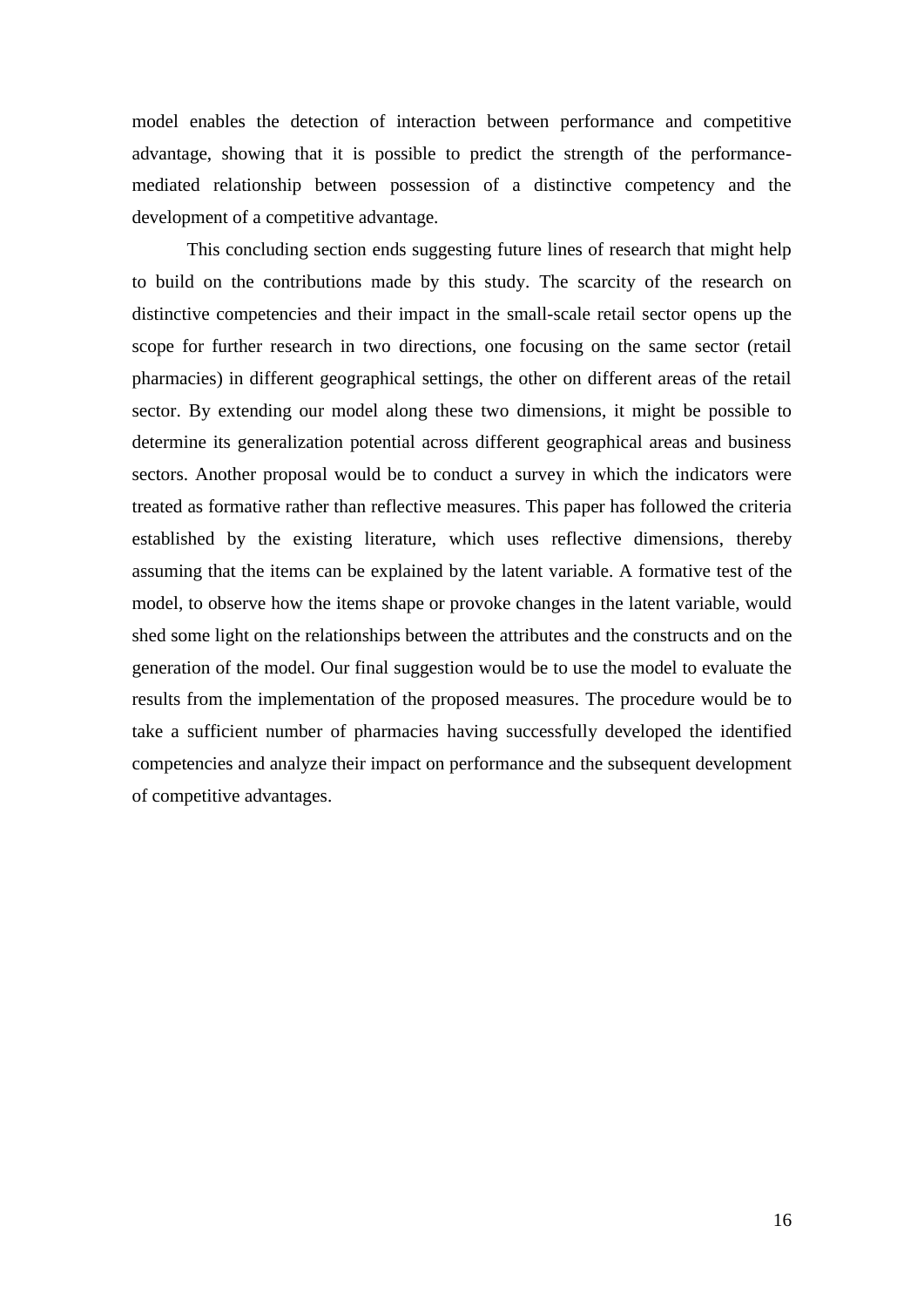model enables the detection of interaction between performance and competitive advantage, showing that it is possible to predict the strength of the performance-mediated relationship between possession of a distinctive competency and the development of a competitive advantage.

This concluding section ends suggesting future lines of research that might help to build on the contributions made by this study. The scarcity of the research on distinctive competencies and their impact in the small-scale retail sector opens up the scope for further research in two directions, one focusing on the same sector (retail pharmacies) in different geographical settings, the other on different areas of the retail sector. By extending our model along these two dimensions, it might be possible to determine its generalization potential across different geographical areas and business sectors. Another proposal would be to conduct a survey in which the indicators were treated as formative rather than reflective measures. This paper has followed the criteria established by the existing literature, which uses reflective dimensions, thereby assuming that the items can be explained by the latent variable. A formative test of the model, to observe how the items shape or provoke changes in the latent variable, would shed some light on the relationships between the attributes and the constructs and on the generation of the model. Our final suggestion would be to use the model to evaluate the results from the implementation of the proposed measures. The procedure would be to take a sufficient number of pharmacies having successfully developed the identified competencies and analyze their impact on performance and the subsequent development of competitive advantages.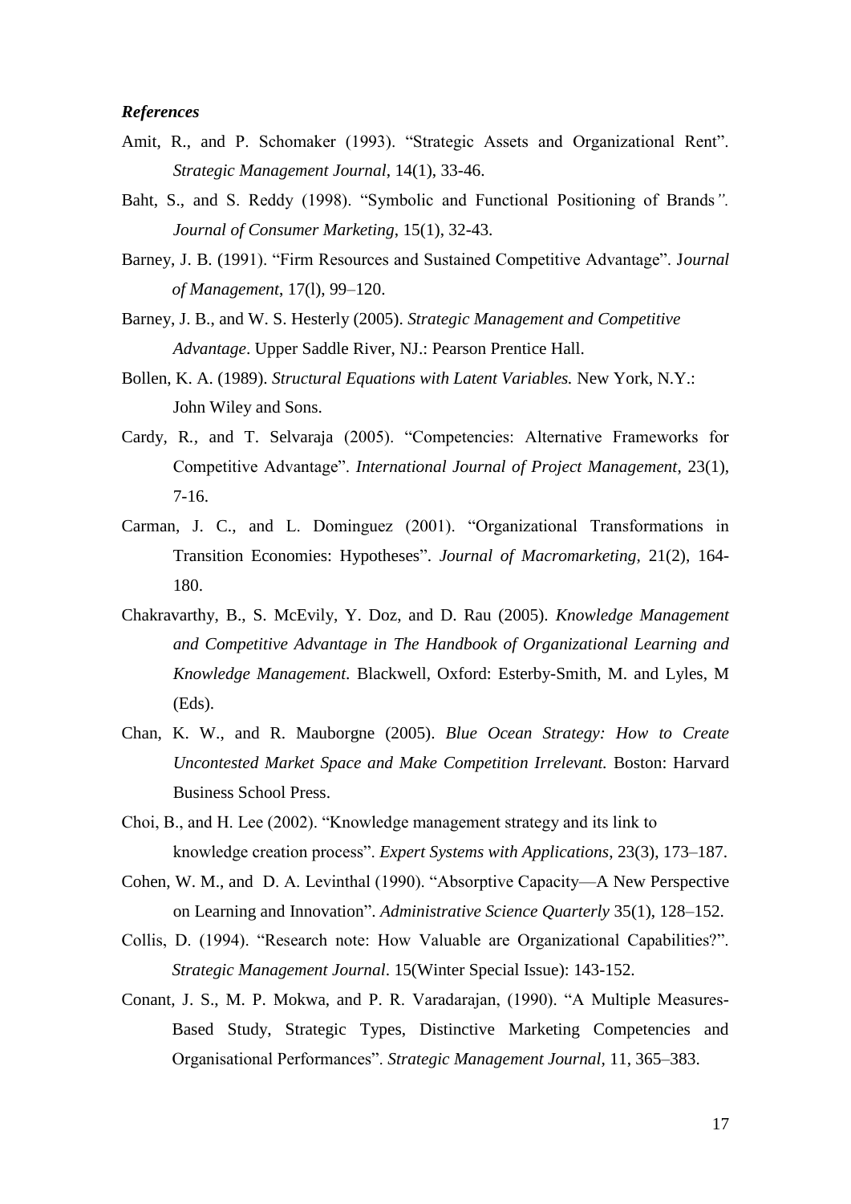***References***

Amit, R., and P. Schomaker (1993). “Strategic Assets and Organizational Rent”. *Strategic Management Journal*, 14(1), 33-46.

Baht, S., and S. Reddy (1998). “Symbolic and Functional Positioning of Brands*”.* *Journal of Consumer Marketing*, 15(1), 32-43.

Barney, J. B. (1991). “Firm Resources and Sustained Competitive Advantage”. J*ournal of Management*, 17(l), 99–120.

Barney, J. B., and W. S. Hesterly (2005). *Strategic Management and Competitive Advantage*. Upper Saddle River, NJ.: Pearson Prentice Hall.

Bollen, K. A. (1989). *Structural Equations with Latent Variables.* New York, N.Y.: John Wiley and Sons.

Cardy, R., and T. Selvaraja (2005). “Competencies: Alternative Frameworks for Competitive Advantage”. *International Journal of Project Management*, 23(1), 7-16.

Carman, J. C., and L. Dominguez (2001). “Organizational Transformations in Transition Economies: Hypotheses”. *Journal of Macromarketing*, 21(2), 164-180.

Chakravarthy, B., S. McEvily, Y. Doz, and D. Rau (2005). *Knowledge Management and Competitive Advantage in The Handbook of Organizational Learning and Knowledge Management*. Blackwell, Oxford: Esterby-Smith, M. and Lyles, M (Eds).

Chan, K. W., and R. Mauborgne (2005). *Blue Ocean Strategy: How to Create Uncontested Market Space and Make Competition Irrelevant.* Boston: Harvard Business School Press.

Choi, B., and H. Lee (2002). “Knowledge management strategy and its link to knowledge creation process”. *Expert Systems with Applications*, 23(3), 173–187.

Cohen, W. M., and D. A. Levinthal (1990). “Absorptive Capacity—A New Perspective on Learning and Innovation”. *Administrative Science Quarterly* 35(1), 128–152.

Collis, D. (1994). “Research note: How Valuable are Organizational Capabilities?”. *Strategic Management Journal*. 15(Winter Special Issue): 143-152.

Conant, J. S., M. P. Mokwa, and P. R. Varadarajan, (1990). “A Multiple Measures-Based Study, Strategic Types, Distinctive Marketing Competencies and Organisational Performances”. *Strategic Management Journal*, 11, 365–383.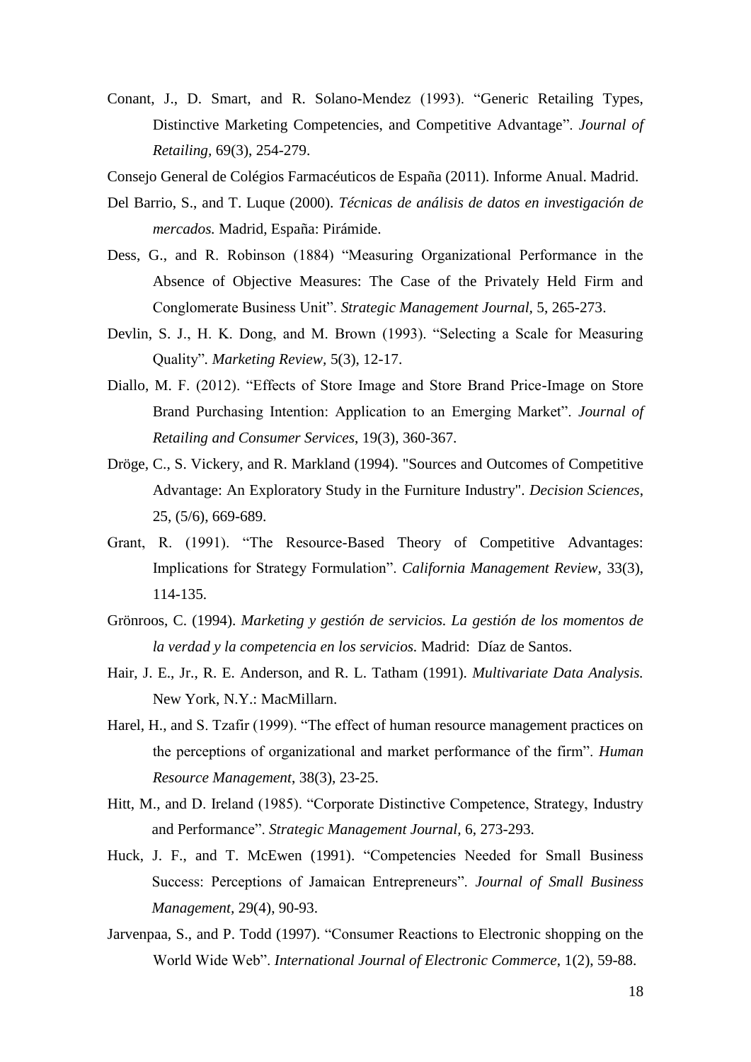Conant, J., D. Smart, and R. Solano-Mendez (1993). "Generic Retailing Types, Distinctive Marketing Competencies, and Competitive Advantage". *Journal of Retailing*, 69(3), 254-279.

Consejo General de Colégios Farmacéuticos de España (2011). Informe Anual. Madrid.

Del Barrio, S., and T. Luque (2000). *Técnicas de análisis de datos en investigación de mercados.* Madrid, España: Pirámide.

Dess, G., and R. Robinson (1884) "Measuring Organizational Performance in the Absence of Objective Measures: The Case of the Privately Held Firm and Conglomerate Business Unit". *Strategic Management Journal,* 5, 265-273.

Devlin, S. J., H. K. Dong, and M. Brown (1993). "Selecting a Scale for Measuring Quality". *Marketing Review*, 5(3), 12-17.

Diallo, M. F. (2012). "Effects of Store Image and Store Brand Price-Image on Store Brand Purchasing Intention: Application to an Emerging Market". *Journal of Retailing and Consumer Services*, 19(3), 360-367.

Dröge, C., S. Vickery, and R. Markland (1994). "Sources and Outcomes of Competitive Advantage: An Exploratory Study in the Furniture Industry". *Decision Sciences*, 25, (5/6), 669-689.

Grant, R. (1991). "The Resource-Based Theory of Competitive Advantages: Implications for Strategy Formulation". *California Management Review,* 33(3), 114-135.

Grönroos, C. (1994). *Marketing y gestión de servicios. La gestión de los momentos de la verdad y la competencia en los servicios.* Madrid: Díaz de Santos.

Hair, J. E., Jr., R. E. Anderson, and R. L. Tatham (1991). *Multivariate Data Analysis.* New York, N.Y.: MacMillarn.

Harel, H., and S. Tzafir (1999). "The effect of human resource management practices on the perceptions of organizational and market performance of the firm". *Human Resource Management*, 38(3), 23-25.

Hitt, M., and D. Ireland (1985). "Corporate Distinctive Competence, Strategy, Industry and Performance". *Strategic Management Journal,* 6, 273-293.

Huck, J. F., and T. McEwen (1991). "Competencies Needed for Small Business Success: Perceptions of Jamaican Entrepreneurs". *Journal of Small Business Management,* 29(4), 90-93.

Jarvenpaa, S., and P. Todd (1997). "Consumer Reactions to Electronic shopping on the World Wide Web". *International Journal of Electronic Commerce*, 1(2), 59-88.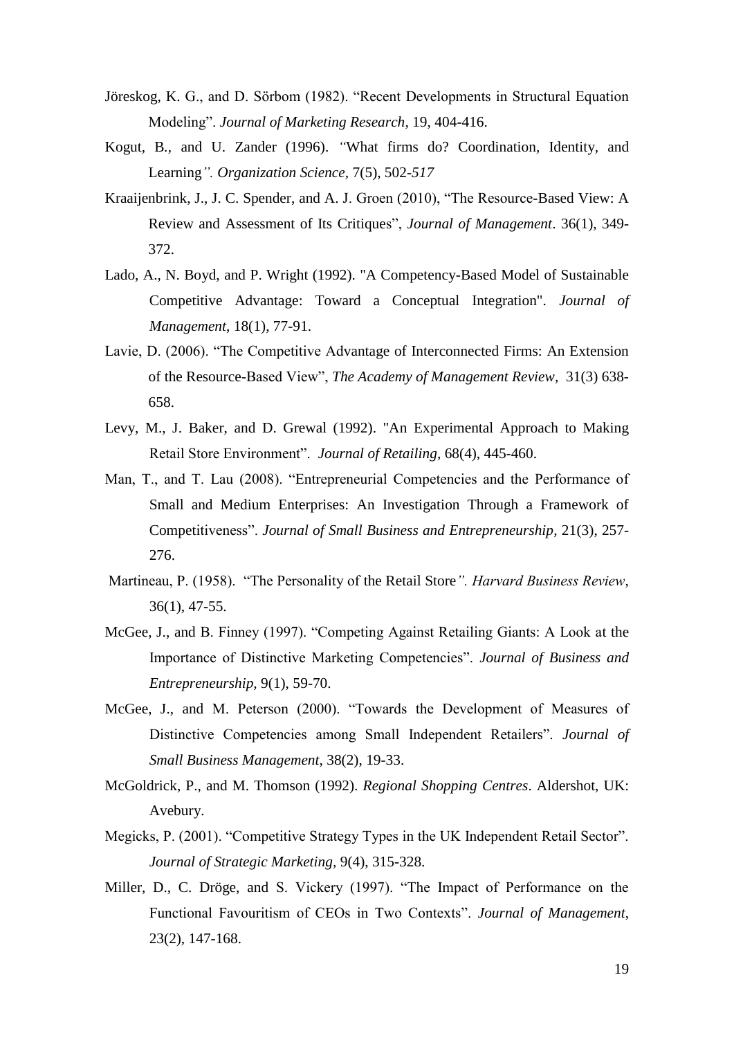Jöreskog, K. G., and D. Sörbom (1982). "Recent Developments in Structural Equation Modeling". *Journal of Marketing Research*, 19, 404-416.

Kogut, B., and U. Zander (1996). "What firms do? Coordination, Identity, and Learning". *Organization Science*, 7(5), 502-*517*

Kraaijenbrink, J., J. C. Spender, and A. J. Groen (2010), "The Resource-Based View: A Review and Assessment of Its Critiques", *Journal of Management*. 36(1), 349-372.

Lado, A., N. Boyd, and P. Wright (1992). "A Competency-Based Model of Sustainable Competitive Advantage: Toward a Conceptual Integration". *Journal of Management*, 18(1), 77-91.

Lavie, D. (2006). "The Competitive Advantage of Interconnected Firms: An Extension of the Resource-Based View", *The Academy of Management Review*, 31(3) 638-658.

Levy, M., J. Baker, and D. Grewal (1992). "An Experimental Approach to Making Retail Store Environment". *Journal of Retailing*, 68(4), 445-460.

Man, T., and T. Lau (2008). "Entrepreneurial Competencies and the Performance of Small and Medium Enterprises: An Investigation Through a Framework of Competitiveness". *Journal of Small Business and Entrepreneurship*, 21(3), 257-276.

Martineau, P. (1958). "The Personality of the Retail Store". *Harvard Business Review*, 36(1), 47-55.

McGee, J., and B. Finney (1997). "Competing Against Retailing Giants: A Look at the Importance of Distinctive Marketing Competencies". *Journal of Business and Entrepreneurship*, 9(1), 59-70.

McGee, J., and M. Peterson (2000). "Towards the Development of Measures of Distinctive Competencies among Small Independent Retailers". *Journal of Small Business Management*, 38(2), 19-33.

McGoldrick, P., and M. Thomson (1992). *Regional Shopping Centres*. Aldershot, UK: Avebury.

Megicks, P. (2001). "Competitive Strategy Types in the UK Independent Retail Sector". *Journal of Strategic Marketing*, 9(4), 315-328.

Miller, D., C. Dröge, and S. Vickery (1997). "The Impact of Performance on the Functional Favouritism of CEOs in Two Contexts". *Journal of Management*, 23(2), 147-168.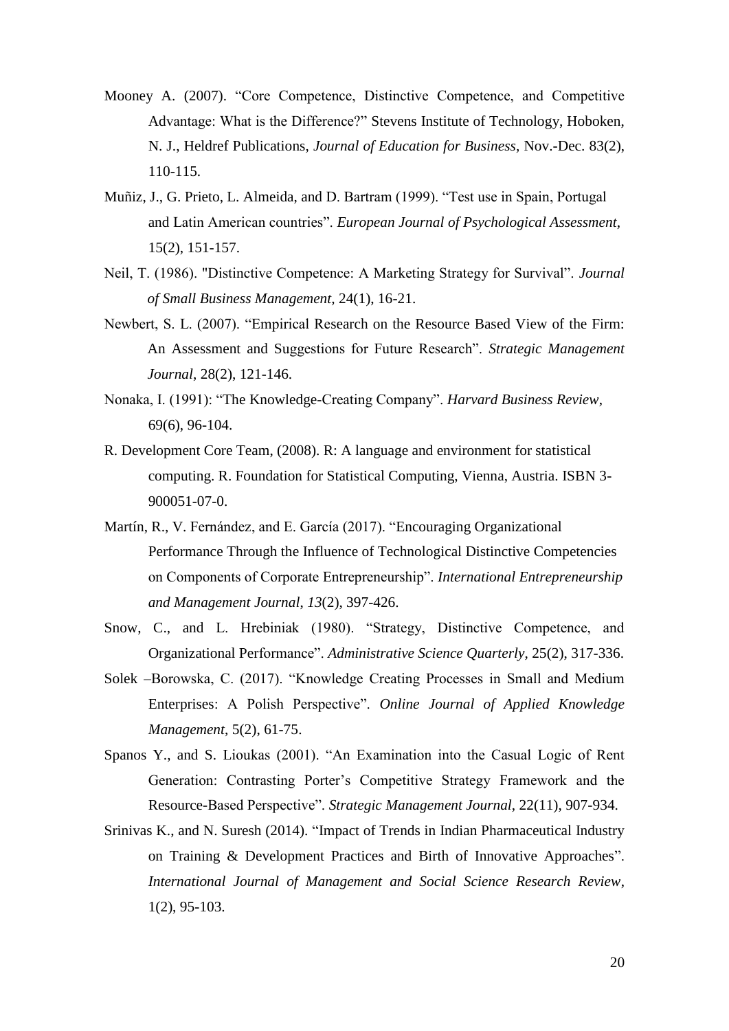Mooney A. (2007). "Core Competence, Distinctive Competence, and Competitive Advantage: What is the Difference?" Stevens Institute of Technology, Hoboken, N. J., Heldref Publications, *Journal of Education for Business*, Nov.-Dec. 83(2), 110-115.

Muñiz, J., G. Prieto, L. Almeida, and D. Bartram (1999). "Test use in Spain, Portugal and Latin American countries". *European Journal of Psychological Assessment*, 15(2), 151-157.

Neil, T. (1986). "Distinctive Competence: A Marketing Strategy for Survival". *Journal of Small Business Management*, 24(1), 16-21.

Newbert, S. L. (2007). "Empirical Research on the Resource Based View of the Firm: An Assessment and Suggestions for Future Research". *Strategic Management Journal*, 28(2), 121-146.

Nonaka, I. (1991): "The Knowledge-Creating Company". *Harvard Business Review*, 69(6), 96-104.

R. Development Core Team, (2008). R: A language and environment for statistical computing. R. Foundation for Statistical Computing, Vienna, Austria. ISBN 3-900051-07-0.

Martín, R., V. Fernández, and E. García (2017). "Encouraging Organizational Performance Through the Influence of Technological Distinctive Competencies on Components of Corporate Entrepreneurship". *International Entrepreneurship and Management Journal*, *13*(2), 397-426.

Snow, C., and L. Hrebiniak (1980). "Strategy, Distinctive Competence, and Organizational Performance". *Administrative Science Quarterly*, 25(2), 317-336.

Solek –Borowska, C. (2017). "Knowledge Creating Processes in Small and Medium Enterprises: A Polish Perspective". *Online Journal of Applied Knowledge Management*, 5(2), 61-75.

Spanos Y., and S. Lioukas (2001). "An Examination into the Casual Logic of Rent Generation: Contrasting Porter's Competitive Strategy Framework and the Resource-Based Perspective". *Strategic Management Journal*, 22(11), 907-934.

Srinivas K., and N. Suresh (2014). "Impact of Trends in Indian Pharmaceutical Industry on Training & Development Practices and Birth of Innovative Approaches". *International Journal of Management and Social Science Research Review*, 1(2), 95-103.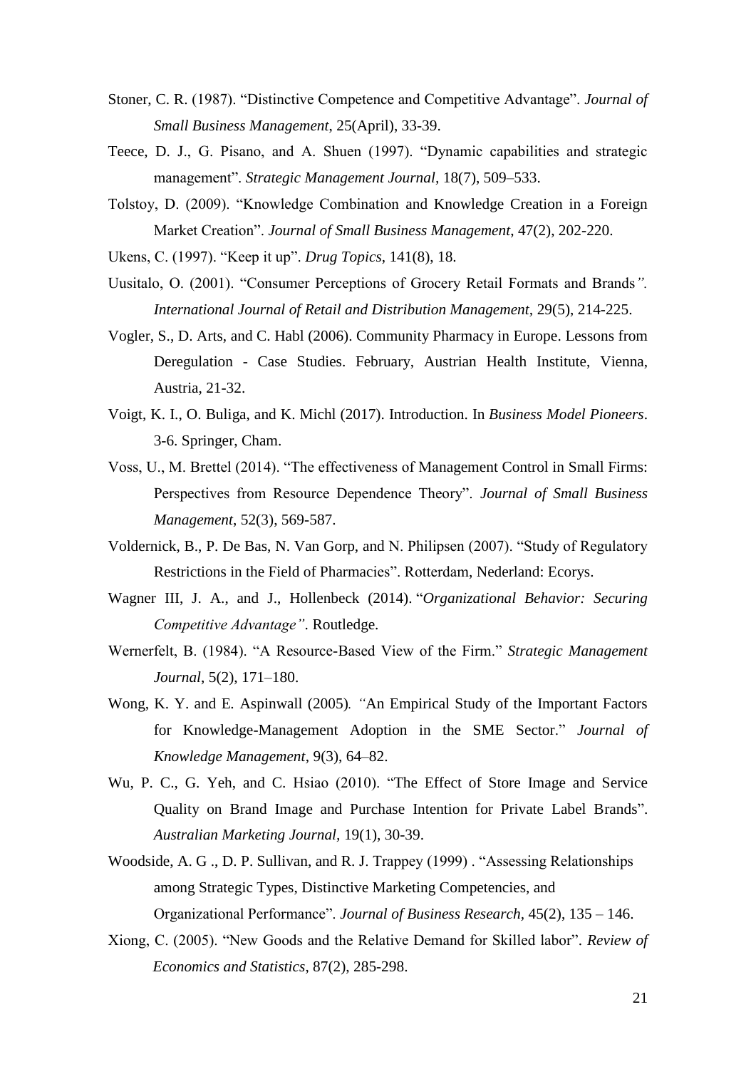Stoner, C. R. (1987). "Distinctive Competence and Competitive Advantage". *Journal of Small Business Management*, 25(April), 33-39.

Teece, D. J., G. Pisano, and A. Shuen (1997). "Dynamic capabilities and strategic management". *Strategic Management Journal*, 18(7), 509–533.

Tolstoy, D. (2009). "Knowledge Combination and Knowledge Creation in a Foreign Market Creation". *Journal of Small Business Management*, 47(2), 202-220.

Ukens, C. (1997). "Keep it up". *Drug Topics*, 141(8), 18.

Uusitalo, O. (2001). "Consumer Perceptions of Grocery Retail Formats and Brands*".* *International Journal of Retail and Distribution Management,* 29(5), 214-225.

Vogler, S., D. Arts, and C. Habl (2006). Community Pharmacy in Europe. Lessons from Deregulation - Case Studies. February, Austrian Health Institute, Vienna, Austria, 21-32.

Voigt, K. I., O. Buliga, and K. Michl (2017). Introduction. In *Business Model Pioneers*. 3-6. Springer, Cham.

Voss, U., M. Brettel (2014). "The effectiveness of Management Control in Small Firms: Perspectives from Resource Dependence Theory". *Journal of Small Business Management*, 52(3), 569-587.

Voldernick, B., P. De Bas, N. Van Gorp, and N. Philipsen (2007). "Study of Regulatory Restrictions in the Field of Pharmacies". Rotterdam, Nederland: Ecorys.

Wagner III, J. A., and J., Hollenbeck (2014). "*Organizational Behavior: Securing Competitive Advantage"*. Routledge.

Wernerfelt, B. (1984). "A Resource-Based View of the Firm." *Strategic Management Journal*, 5(2), 171–180.

Wong, K. Y. and E. Aspinwall (2005)*. "*An Empirical Study of the Important Factors for Knowledge-Management Adoption in the SME Sector." *Journal of Knowledge Management*, 9(3), 64–82.

Wu, P. C., G. Yeh, and C. Hsiao (2010). "The Effect of Store Image and Service Quality on Brand Image and Purchase Intention for Private Label Brands". *Australian Marketing Journal*, 19(1), 30-39.

Woodside, A. G ., D. P. Sullivan, and R. J. Trappey (1999) . "Assessing Relationships among Strategic Types, Distinctive Marketing Competencies, and Organizational Performance". *Journal of Business Research,* 45(2), 135 – 146.

Xiong, C. (2005). "New Goods and the Relative Demand for Skilled labor". *Review of Economics and Statistics*, 87(2), 285-298.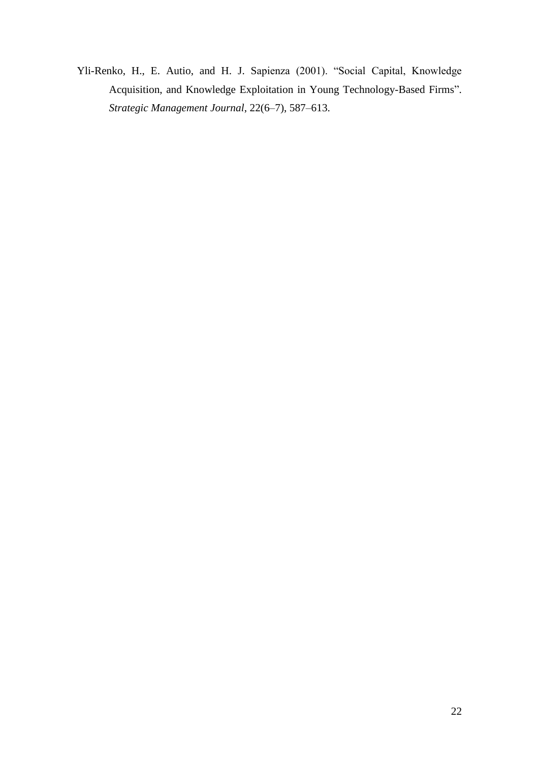Yli-Renko, H., E. Autio, and H. J. Sapienza (2001). "Social Capital, Knowledge Acquisition, and Knowledge Exploitation in Young Technology-Based Firms". *Strategic Management Journal*, 22(6–7), 587–613.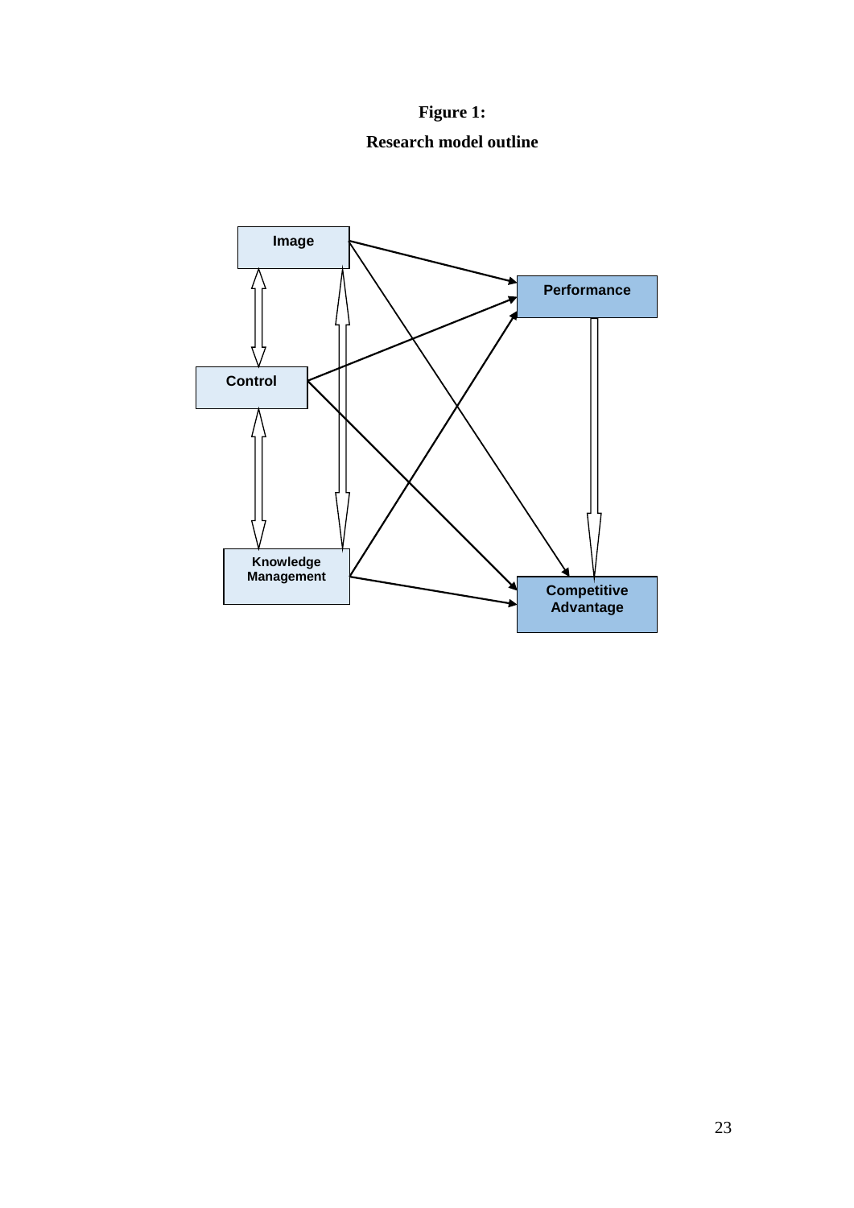**Figure 1:**

**Research model outline**

Image

Performance

Control

Knowledge Management

Competitive Advantage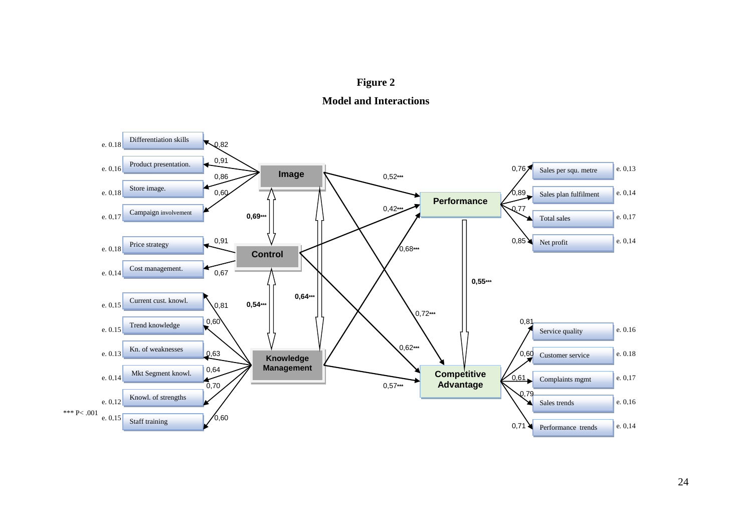**Figure 2**

**Model and Interactions**

Image → indicators: Differentiation skills 0,82 (e. 0.18); Product presentation. 0,91 (e. 0,16); Store image. 0,86 (e. 0,18); Campaign involvement 0,60 (e. 0,17)

Control → indicators: Price strategy 0,91 (e. 0,18); Cost management. 0,67 (e. 0,14)

Knowledge Management → indicators: Current cust. knowl. 0,81 (e. 0,15); Trend knowledge 0,60 (e. 0,15); Kn. of weaknesses 0,63 (e. 0,13); Mkt Segment knowl. 0,64 (e. 0,14); Knowl. of strengths 0,70 (e. 0,12); Staff training 0,60 (e. 0,15)

Image ↔ Control: **0,69\*\*\***

Control ↔ Knowledge Management: **0,54\*\*\***

Image ↔ Knowledge Management: **0,64\*\*\***

Image → Performance: 0,52\*\*\*

Control → Performance: 0,42\*\*\*

Knowledge Management → Performance: 0,68\*\*\*

Image → Competitive Advantage: 0,72\*\*\*

Control → Competitive Advantage: 0,62\*\*\*

Knowledge Management → Competitive Advantage: 0,57\*\*\*

Performance → Competitive Advantage: **0,55\*\*\***

Performance → indicators: Sales per squ. metre 0,76 (e. 0,13); Sales plan fulfilment 0,89 (e. 0,14); Total sales 0,77 (e. 0,17); Net profit 0,85 (e. 0,14)

Competitive Advantage → indicators: Service quality 0,81 (e. 0.16); Customer service 0,60 (e. 0.18); Complaints mgmt 0,61 (e. 0.17); Sales trends 0,79 (e. 0.16); Performance trends 0,71 (e. 0.14)

\*\*\* P< .001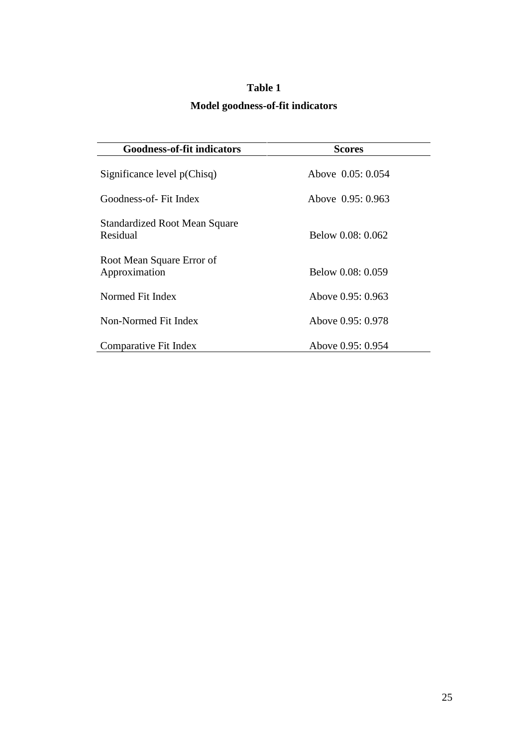**Table 1**

**Model goodness-of-fit indicators**

| Goodness-of-fit indicators | Scores |
|---|---|
| Significance level p(Chisq) | Above 0.05: 0.054 |
| Goodness-of- Fit Index | Above 0.95: 0.963 |
| Standardized Root Mean Square Residual | Below 0.08: 0.062 |
| Root Mean Square Error of Approximation | Below 0.08: 0.059 |
| Normed Fit Index | Above 0.95: 0.963 |
| Non-Normed Fit Index | Above 0.95: 0.978 |
| Comparative Fit Index | Above 0.95: 0.954 |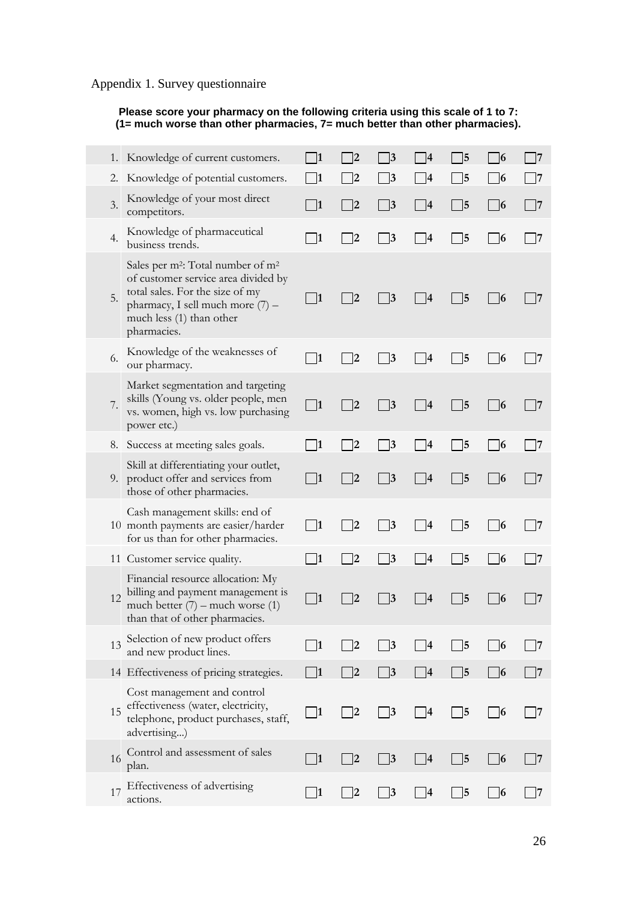Appendix 1. Survey questionnaire

**Please score your pharmacy on the following criteria using this scale of 1 to 7: (1= much worse than other pharmacies, 7= much better than other pharmacies).**

| | | | | | | | | |
|---|---|---|---|---|---|---|---|---|
| 1. | Knowledge of current customers. | ☐1 | ☐2 | ☐3 | ☐4 | ☐5 | ☐6 | ☐7 |
| 2. | Knowledge of potential customers. | ☐1 | ☐2 | ☐3 | ☐4 | ☐5 | ☐6 | ☐7 |
| 3. | Knowledge of your most direct competitors. | ☐1 | ☐2 | ☐3 | ☐4 | ☐5 | ☐6 | ☐7 |
| 4. | Knowledge of pharmaceutical business trends. | ☐1 | ☐2 | ☐3 | ☐4 | ☐5 | ☐6 | ☐7 |
| 5. | Sales per $m^2$: Total number of $m^2$ of customer service area divided by total sales. For the size of my pharmacy, I sell much more (7) – much less (1) than other pharmacies. | ☐1 | ☐2 | ☐3 | ☐4 | ☐5 | ☐6 | ☐7 |
| 6. | Knowledge of the weaknesses of our pharmacy. | ☐1 | ☐2 | ☐3 | ☐4 | ☐5 | ☐6 | ☐7 |
| 7. | Market segmentation and targeting skills (Young vs. older people, men vs. women, high vs. low purchasing power etc.) | ☐1 | ☐2 | ☐3 | ☐4 | ☐5 | ☐6 | ☐7 |
| 8. | Success at meeting sales goals. | ☐1 | ☐2 | ☐3 | ☐4 | ☐5 | ☐6 | ☐7 |
| 9. | Skill at differentiating your outlet, product offer and services from those of other pharmacies. | ☐1 | ☐2 | ☐3 | ☐4 | ☐5 | ☐6 | ☐7 |
| 10 | Cash management skills: end of month payments are easier/harder for us than for other pharmacies. | ☐1 | ☐2 | ☐3 | ☐4 | ☐5 | ☐6 | ☐7 |
| 11 | Customer service quality. | ☐1 | ☐2 | ☐3 | ☐4 | ☐5 | ☐6 | ☐7 |
| 12 | Financial resource allocation: My billing and payment management is much better (7) – much worse (1) than that of other pharmacies. | ☐1 | ☐2 | ☐3 | ☐4 | ☐5 | ☐6 | ☐7 |
| 13 | Selection of new product offers and new product lines. | ☐1 | ☐2 | ☐3 | ☐4 | ☐5 | ☐6 | ☐7 |
| 14 | Effectiveness of pricing strategies. | ☐1 | ☐2 | ☐3 | ☐4 | ☐5 | ☐6 | ☐7 |
| 15 | Cost management and control effectiveness (water, electricity, telephone, product purchases, staff, advertising...) | ☐1 | ☐2 | ☐3 | ☐4 | ☐5 | ☐6 | ☐7 |
| 16 | Control and assessment of sales plan. | ☐1 | ☐2 | ☐3 | ☐4 | ☐5 | ☐6 | ☐7 |
| 17 | Effectiveness of advertising actions. | ☐1 | ☐2 | ☐3 | ☐4 | ☐5 | ☐6 | ☐7 |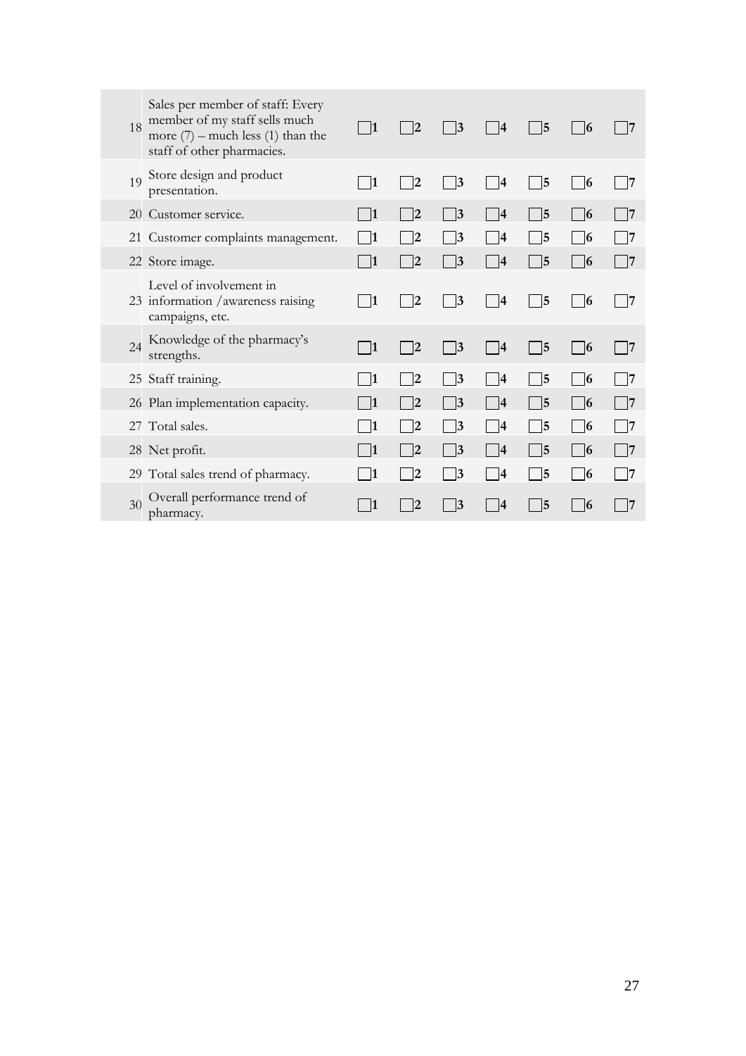| | | | | | | | | |
|---|---|---|---|---|---|---|---|---|
| 18 | Sales per member of staff: Every member of my staff sells much more (7) – much less (1) than the staff of other pharmacies. | ☐1 | ☐2 | ☐3 | ☐4 | ☐5 | ☐6 | ☐7 |
| 19 | Store design and product presentation. | ☐1 | ☐2 | ☐3 | ☐4 | ☐5 | ☐6 | ☐7 |
| 20 | Customer service. | ☐1 | ☐2 | ☐3 | ☐4 | ☐5 | ☐6 | ☐7 |
| 21 | Customer complaints management. | ☐1 | ☐2 | ☐3 | ☐4 | ☐5 | ☐6 | ☐7 |
| 22 | Store image. | ☐1 | ☐2 | ☐3 | ☐4 | ☐5 | ☐6 | ☐7 |
| 23 | Level of involvement in information /awareness raising campaigns, etc. | ☐1 | ☐2 | ☐3 | ☐4 | ☐5 | ☐6 | ☐7 |
| 24 | Knowledge of the pharmacy's strengths. | ☐1 | ☐2 | ☐3 | ☐4 | ☐5 | ☐6 | ☐7 |
| 25 | Staff training. | ☐1 | ☐2 | ☐3 | ☐4 | ☐5 | ☐6 | ☐7 |
| 26 | Plan implementation capacity. | ☐1 | ☐2 | ☐3 | ☐4 | ☐5 | ☐6 | ☐7 |
| 27 | Total sales. | ☐1 | ☐2 | ☐3 | ☐4 | ☐5 | ☐6 | ☐7 |
| 28 | Net profit. | ☐1 | ☐2 | ☐3 | ☐4 | ☐5 | ☐6 | ☐7 |
| 29 | Total sales trend of pharmacy. | ☐1 | ☐2 | ☐3 | ☐4 | ☐5 | ☐6 | ☐7 |
| 30 | Overall performance trend of pharmacy. | ☐1 | ☐2 | ☐3 | ☐4 | ☐5 | ☐6 | ☐7 |